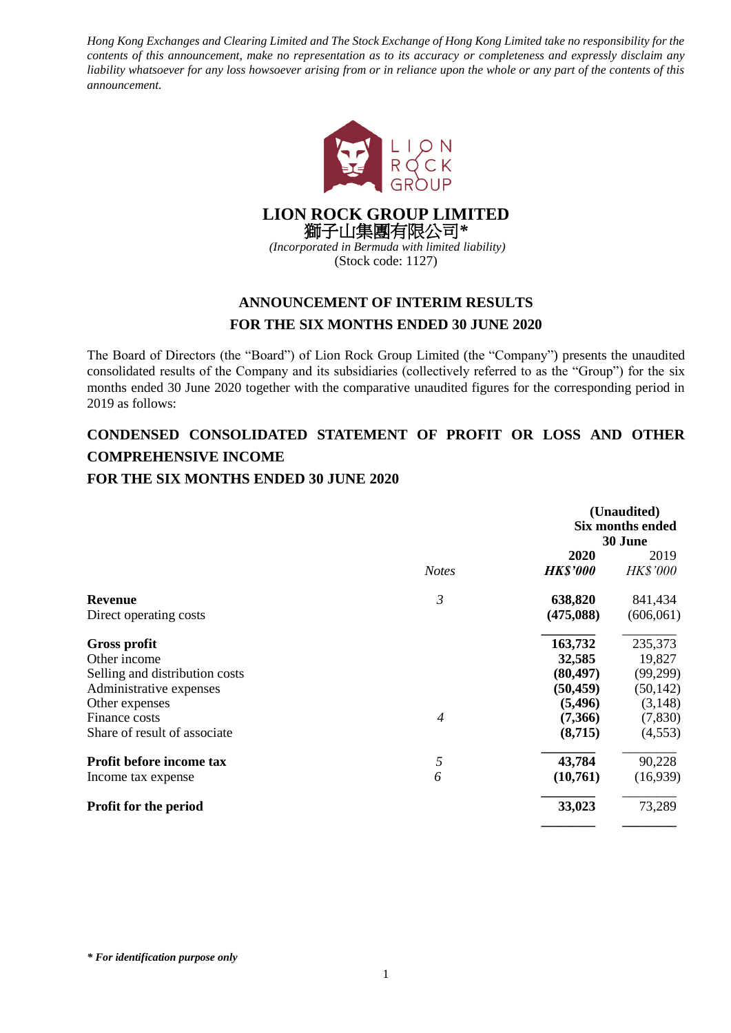*Hong Kong Exchanges and Clearing Limited and The Stock Exchange of Hong Kong Limited take no responsibility for the contents of this announcement, make no representation as to its accuracy or completeness and expressly disclaim any liability whatsoever for any loss howsoever arising from or in reliance upon the whole or any part of the contents of this announcement.*

# LION ROCK GROUP LIMITED
# 獅子山集團有限公司*

*(Incorporated in Bermuda with limited liability)*
(Stock code: 1127)

## ANNOUNCEMENT OF INTERIM RESULTS FOR THE SIX MONTHS ENDED 30 JUNE 2020

The Board of Directors (the "Board") of Lion Rock Group Limited (the "Company") presents the unaudited consolidated results of the Company and its subsidiaries (collectively referred to as the "Group") for the six months ended 30 June 2020 together with the comparative unaudited figures for the corresponding period in 2019 as follows:

## CONDENSED CONSOLIDATED STATEMENT OF PROFIT OR LOSS AND OTHER COMPREHENSIVE INCOME FOR THE SIX MONTHS ENDED 30 JUNE 2020

| | | (Unaudited) Six months ended 30 June | |
|---|---|---|---|
| | | **2020** | 2019 |
| | *Notes* | ***HK$'000*** | *HK$'000* |
| **Revenue** | *3* | **638,820** | 841,434 |
| Direct operating costs | | **(475,088)** | (606,061) |
| **Gross profit** | | **163,732** | 235,373 |
| Other income | | **32,585** | 19,827 |
| Selling and distribution costs | | **(80,497)** | (99,299) |
| Administrative expenses | | **(50,459)** | (50,142) |
| Other expenses | | **(5,496)** | (3,148) |
| Finance costs | *4* | **(7,366)** | (7,830) |
| Share of result of associate | | **(8,715)** | (4,553) |
| **Profit before income tax** | *5* | **43,784** | 90,228 |
| Income tax expense | *6* | **(10,761)** | (16,939) |
| **Profit for the period** | | **33,023** | 73,289 |

*** For identification purpose only***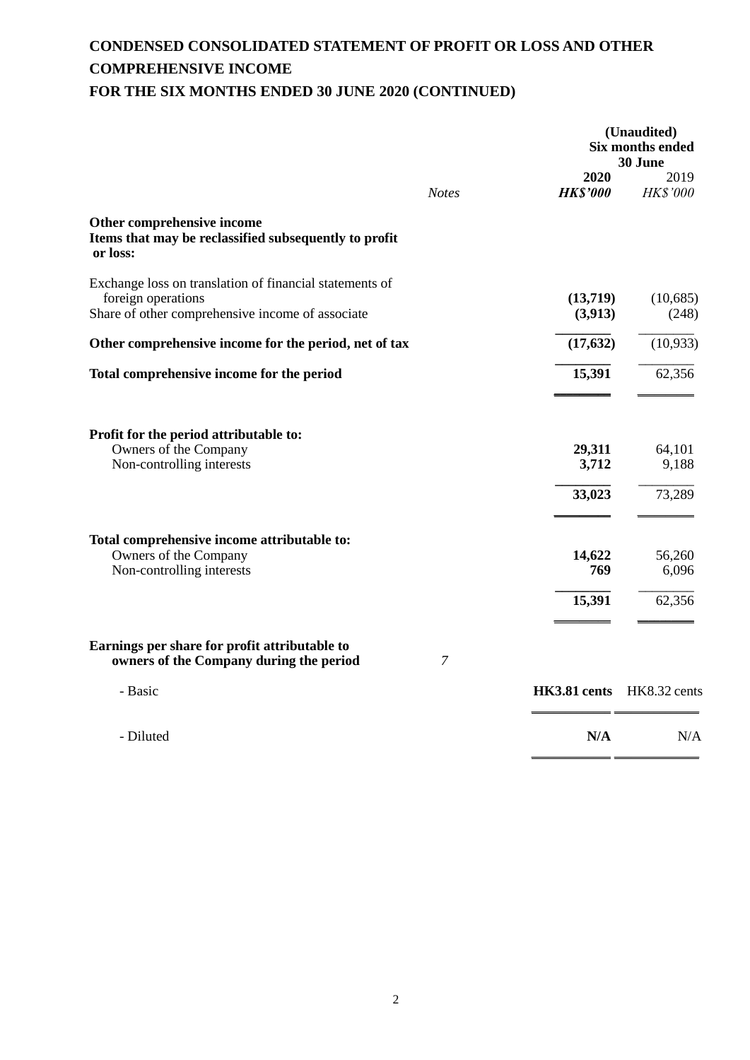# CONDENSED CONSOLIDATED STATEMENT OF PROFIT OR LOSS AND OTHER COMPREHENSIVE INCOME
# FOR THE SIX MONTHS ENDED 30 JUNE 2020 (CONTINUED)

| | | (Unaudited) Six months ended 30 June | |
|---|---|---|---|
| | *Notes* | **2020** ***HK$'000*** | 2019 *HK$'000* |
| **Other comprehensive income** | | | |
| **Items that may be reclassified subsequently to profit or loss:** | | | |
| Exchange loss on translation of financial statements of foreign operations | | **(13,719)** | (10,685) |
| Share of other comprehensive income of associate | | **(3,913)** | (248) |
| **Other comprehensive income for the period, net of tax** | | **(17,632)** | (10,933) |
| **Total comprehensive income for the period** | | **15,391** | 62,356 |
| **Profit for the period attributable to:** | | | |
| Owners of the Company | | **29,311** | 64,101 |
| Non-controlling interests | | **3,712** | 9,188 |
| | | **33,023** | 73,289 |
| **Total comprehensive income attributable to:** | | | |
| Owners of the Company | | **14,622** | 56,260 |
| Non-controlling interests | | **769** | 6,096 |
| | | **15,391** | 62,356 |
| **Earnings per share for profit attributable to owners of the Company during the period** | *7* | | |
| - Basic | | **HK3.81 cents** | HK8.32 cents |
| - Diluted | | **N/A** | N/A |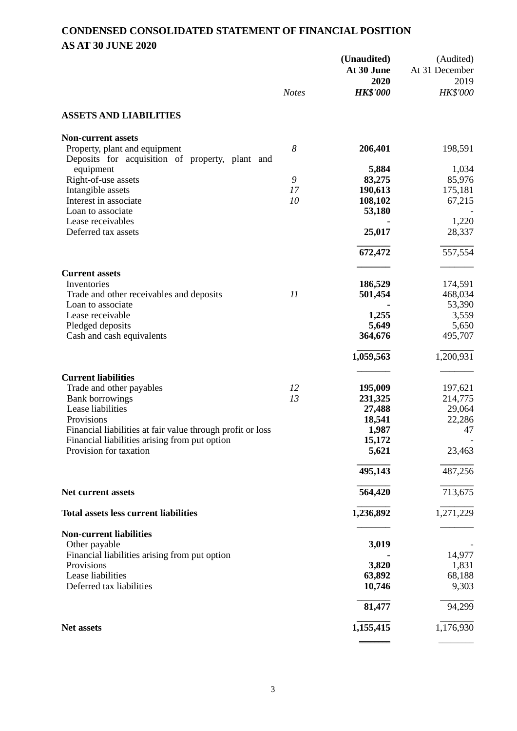# CONDENSED CONSOLIDATED STATEMENT OF FINANCIAL POSITION

## AS AT 30 JUNE 2020

| | Notes | (Unaudited) At 30 June 2020 HK$'000 | (Audited) At 31 December 2019 HK$'000 |
|---|---|---|---|
| **ASSETS AND LIABILITIES** | | | |
| **Non-current assets** | | | |
| Property, plant and equipment | 8 | **206,401** | 198,591 |
| Deposits for acquisition of property, plant and equipment | | **5,884** | 1,034 |
| Right-of-use assets | 9 | **83,275** | 85,976 |
| Intangible assets | 17 | **190,613** | 175,181 |
| Interest in associate | 10 | **108,102** | 67,215 |
| Loan to associate | | **53,180** | - |
| Lease receivables | | **-** | 1,220 |
| Deferred tax assets | | **25,017** | 28,337 |
| | | **672,472** | 557,554 |
| **Current assets** | | | |
| Inventories | | **186,529** | 174,591 |
| Trade and other receivables and deposits | 11 | **501,454** | 468,034 |
| Loan to associate | | **-** | 53,390 |
| Lease receivable | | **1,255** | 3,559 |
| Pledged deposits | | **5,649** | 5,650 |
| Cash and cash equivalents | | **364,676** | 495,707 |
| | | **1,059,563** | 1,200,931 |
| **Current liabilities** | | | |
| Trade and other payables | 12 | **195,009** | 197,621 |
| Bank borrowings | 13 | **231,325** | 214,775 |
| Lease liabilities | | **27,488** | 29,064 |
| Provisions | | **18,541** | 22,286 |
| Financial liabilities at fair value through profit or loss | | **1,987** | 47 |
| Financial liabilities arising from put option | | **15,172** | - |
| Provision for taxation | | **5,621** | 23,463 |
| | | **495,143** | 487,256 |
| **Net current assets** | | **564,420** | 713,675 |
| **Total assets less current liabilities** | | **1,236,892** | 1,271,229 |
| **Non-current liabilities** | | | |
| Other payable | | **3,019** | - |
| Financial liabilities arising from put option | | **-** | 14,977 |
| Provisions | | **3,820** | 1,831 |
| Lease liabilities | | **63,892** | 68,188 |
| Deferred tax liabilities | | **10,746** | 9,303 |
| | | **81,477** | 94,299 |
| **Net assets** | | **1,155,415** | 1,176,930 |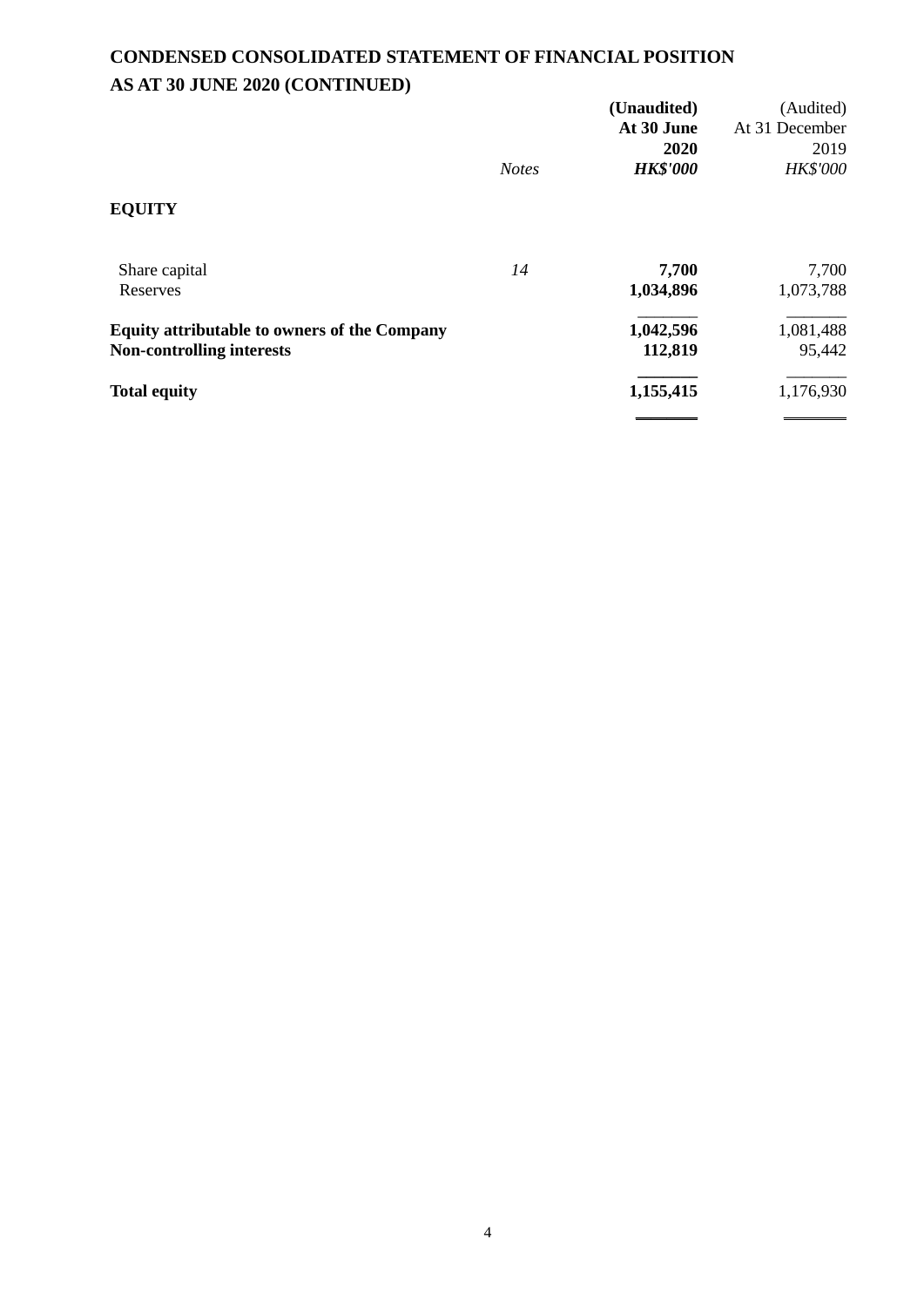# CONDENSED CONSOLIDATED STATEMENT OF FINANCIAL POSITION
# AS AT 30 JUNE 2020 (CONTINUED)

| | *Notes* | **(Unaudited) At 30 June 2020** ***HK$'000*** | (Audited) At 31 December 2019 *HK$'000* |
|---|---|---|---|
| **EQUITY** | | | |
| Share capital | *14* | **7,700** | 7,700 |
| Reserves | | **1,034,896** | 1,073,788 |
| **Equity attributable to owners of the Company** | | **1,042,596** | 1,081,488 |
| **Non-controlling interests** | | **112,819** | 95,442 |
| **Total equity** | | **1,155,415** | 1,176,930 |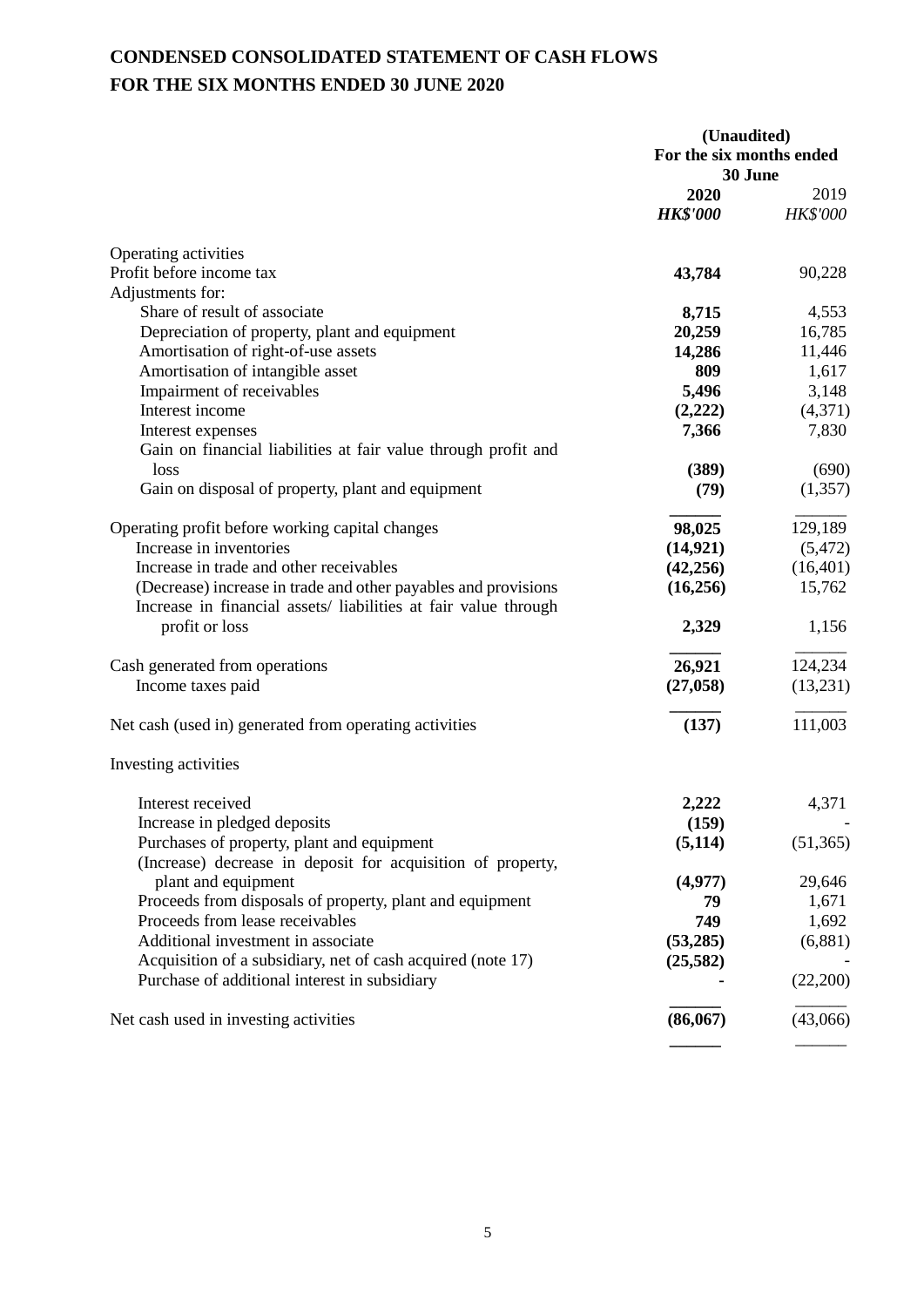# CONDENSED CONSOLIDATED STATEMENT OF CASH FLOWS
# FOR THE SIX MONTHS ENDED 30 JUNE 2020

| | **(Unaudited)** | |
|---|---|---|
| | **For the six months ended 30 June** | |
| | **2020** | 2019 |
| | ***HK$'000*** | *HK$'000* |
| Operating activities | | |
| Profit before income tax | **43,784** | 90,228 |
| Adjustments for: | | |
| Share of result of associate | **8,715** | 4,553 |
| Depreciation of property, plant and equipment | **20,259** | 16,785 |
| Amortisation of right-of-use assets | **14,286** | 11,446 |
| Amortisation of intangible asset | **809** | 1,617 |
| Impairment of receivables | **5,496** | 3,148 |
| Interest income | **(2,222)** | (4,371) |
| Interest expenses | **7,366** | 7,830 |
| Gain on financial liabilities at fair value through profit and loss | **(389)** | (690) |
| Gain on disposal of property, plant and equipment | **(79)** | (1,357) |
| Operating profit before working capital changes | **98,025** | 129,189 |
| Increase in inventories | **(14,921)** | (5,472) |
| Increase in trade and other receivables | **(42,256)** | (16,401) |
| (Decrease) increase in trade and other payables and provisions | **(16,256)** | 15,762 |
| Increase in financial assets/ liabilities at fair value through profit or loss | **2,329** | 1,156 |
| Cash generated from operations | **26,921** | 124,234 |
| Income taxes paid | **(27,058)** | (13,231) |
| Net cash (used in) generated from operating activities | **(137)** | 111,003 |
| Investing activities | | |
| Interest received | **2,222** | 4,371 |
| Increase in pledged deposits | **(159)** | - |
| Purchases of property, plant and equipment | **(5,114)** | (51,365) |
| (Increase) decrease in deposit for acquisition of property, plant and equipment | **(4,977)** | 29,646 |
| Proceeds from disposals of property, plant and equipment | **79** | 1,671 |
| Proceeds from lease receivables | **749** | 1,692 |
| Additional investment in associate | **(53,285)** | (6,881) |
| Acquisition of a subsidiary, net of cash acquired (note 17) | **(25,582)** | - |
| Purchase of additional interest in subsidiary | **-** | (22,200) |
| Net cash used in investing activities | **(86,067)** | (43,066) |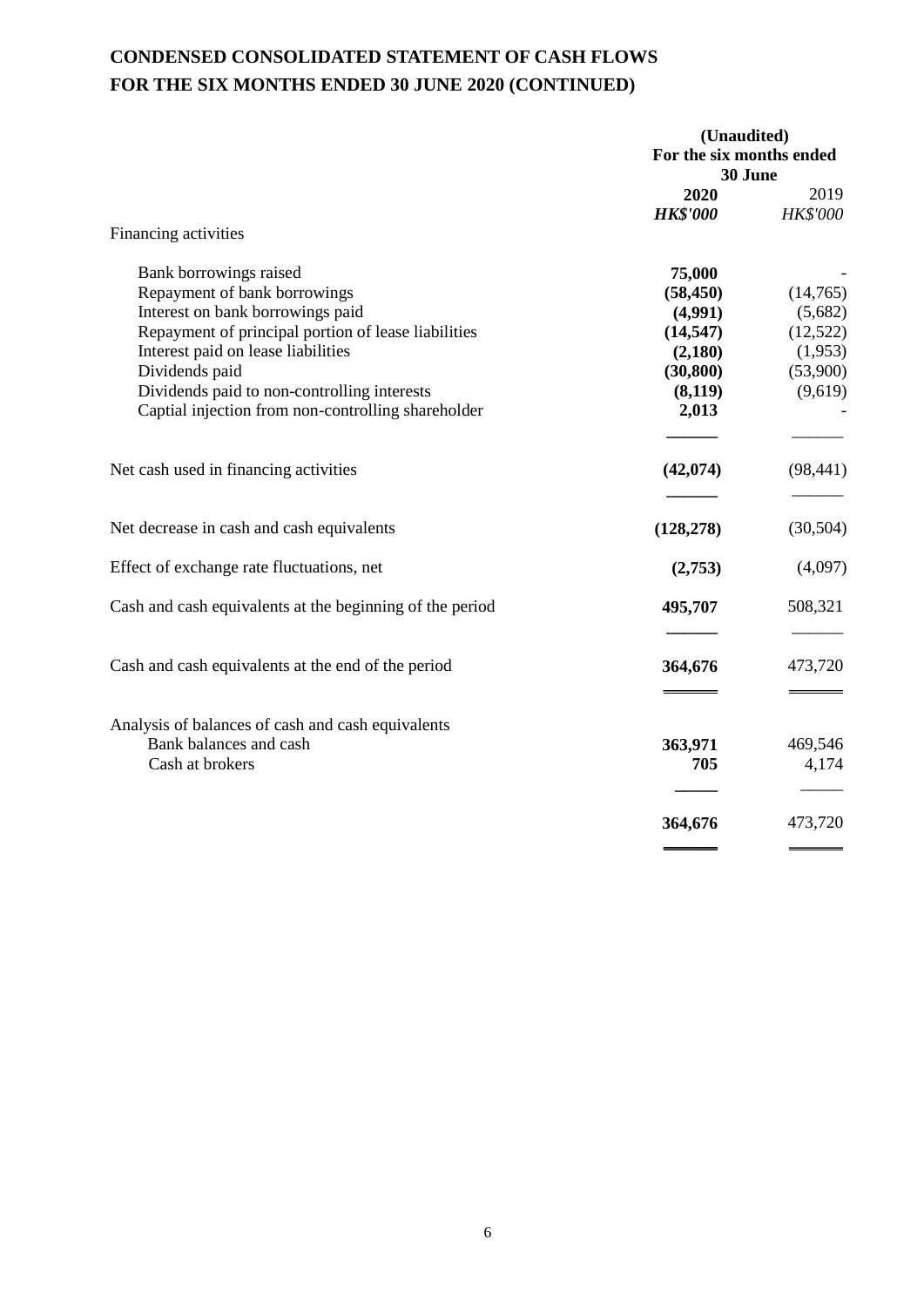# CONDENSED CONSOLIDATED STATEMENT OF CASH FLOWS
# FOR THE SIX MONTHS ENDED 30 JUNE 2020 (CONTINUED)

| | (Unaudited) For the six months ended 30 June | |
|---|---|---|
| | **2020** | 2019 |
| | ***HK$'000*** | *HK$'000* |
| Financing activities | | |
| Bank borrowings raised | **75,000** | - |
| Repayment of bank borrowings | **(58,450)** | (14,765) |
| Interest on bank borrowings paid | **(4,991)** | (5,682) |
| Repayment of principal portion of lease liabilities | **(14,547)** | (12,522) |
| Interest paid on lease liabilities | **(2,180)** | (1,953) |
| Dividends paid | **(30,800)** | (53,900) |
| Dividends paid to non-controlling interests | **(8,119)** | (9,619) |
| Captial injection from non-controlling shareholder | **2,013** | - |
| Net cash used in financing activities | **(42,074)** | (98,441) |
| Net decrease in cash and cash equivalents | **(128,278)** | (30,504) |
| Effect of exchange rate fluctuations, net | **(2,753)** | (4,097) |
| Cash and cash equivalents at the beginning of the period | **495,707** | 508,321 |
| Cash and cash equivalents at the end of the period | **364,676** | 473,720 |
| Analysis of balances of cash and cash equivalents | | |
| Bank balances and cash | **363,971** | 469,546 |
| Cash at brokers | **705** | 4,174 |
| | **364,676** | 473,720 |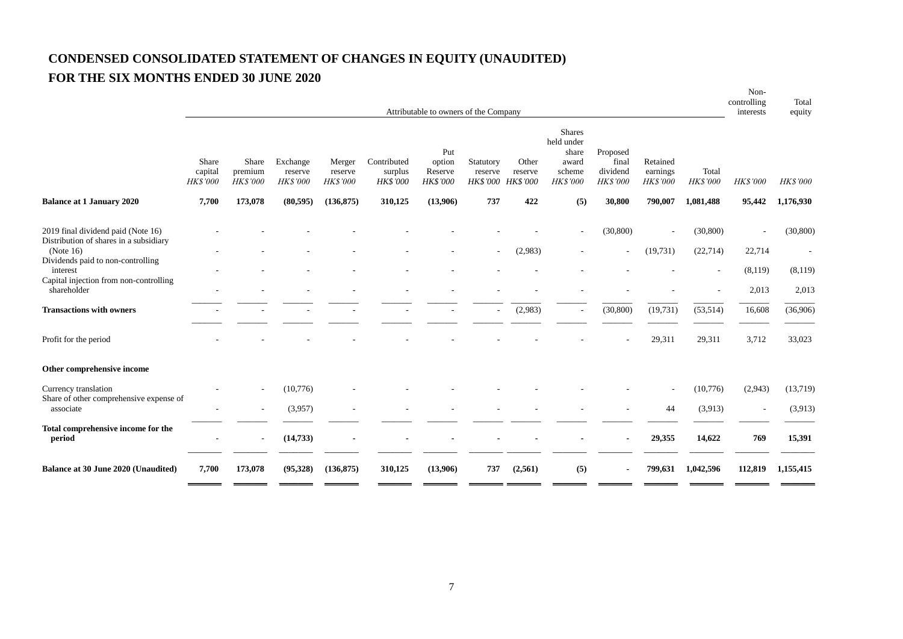# CONDENSED CONSOLIDATED STATEMENT OF CHANGES IN EQUITY (UNAUDITED)

# FOR THE SIX MONTHS ENDED 30 JUNE 2020

| | Attributable to owners of the Company | | | | | | | | | | | | Non-controlling interests | Total equity |
|---|---|---|---|---|---|---|---|---|---|---|---|---|---|---|
| | Share capital | Share premium | Exchange reserve | Merger reserve | Contributed surplus | Put option Reserve | Statutory reserve | Other reserve | Shares held under share award scheme | Proposed final dividend | Retained earnings | Total | | |
| | *HK$'000* | *HK$'000* | *HK$'000* | *HK$'000* | *HK$'000* | *HK$'000* | *HK$'000* | *HK$'000* | *HK$'000* | *HK$'000* | *HK$'000* | *HK$'000* | *HK$'000* | *HK$'000* |
| **Balance at 1 January 2020** | **7,700** | **173,078** | **(80,595)** | **(136,875)** | **310,125** | **(13,906)** | **737** | **422** | **(5)** | **30,800** | **790,007** | **1,081,488** | **95,442** | **1,176,930** |
| 2019 final dividend paid (Note 16) | - | - | - | - | - | - | - | - | - | (30,800) | - | (30,800) | - | (30,800) |
| Distribution of shares in a subsidiary (Note 16) | - | - | - | - | - | - | - | (2,983) | - | - | (19,731) | (22,714) | 22,714 | - |
| Dividends paid to non-controlling interest | - | - | - | - | - | - | - | - | - | - | - | - | (8,119) | (8,119) |
| Capital injection from non-controlling shareholder | - | - | - | - | - | - | - | - | - | - | - | - | 2,013 | 2,013 |
| **Transactions with owners** | - | - | - | - | - | - | - | (2,983) | - | (30,800) | (19,731) | (53,514) | 16,608 | (36,906) |
| Profit for the period | - | - | - | - | - | - | - | - | - | - | 29,311 | 29,311 | 3,712 | 33,023 |
| **Other comprehensive income** | | | | | | | | | | | | | | |
| Currency translation | - | - | (10,776) | - | - | - | - | - | - | - | - | (10,776) | (2,943) | (13,719) |
| Share of other comprehensive expense of associate | - | - | (3,957) | - | - | - | - | - | - | - | 44 | (3,913) | - | (3,913) |
| **Total comprehensive income for the period** | - | - | **(14,733)** | - | - | - | - | - | - | - | **29,355** | **14,622** | **769** | **15,391** |
| **Balance at 30 June 2020 (Unaudited)** | **7,700** | **173,078** | **(95,328)** | **(136,875)** | **310,125** | **(13,906)** | **737** | **(2,561)** | **(5)** | **-** | **799,631** | **1,042,596** | **112,819** | **1,155,415** |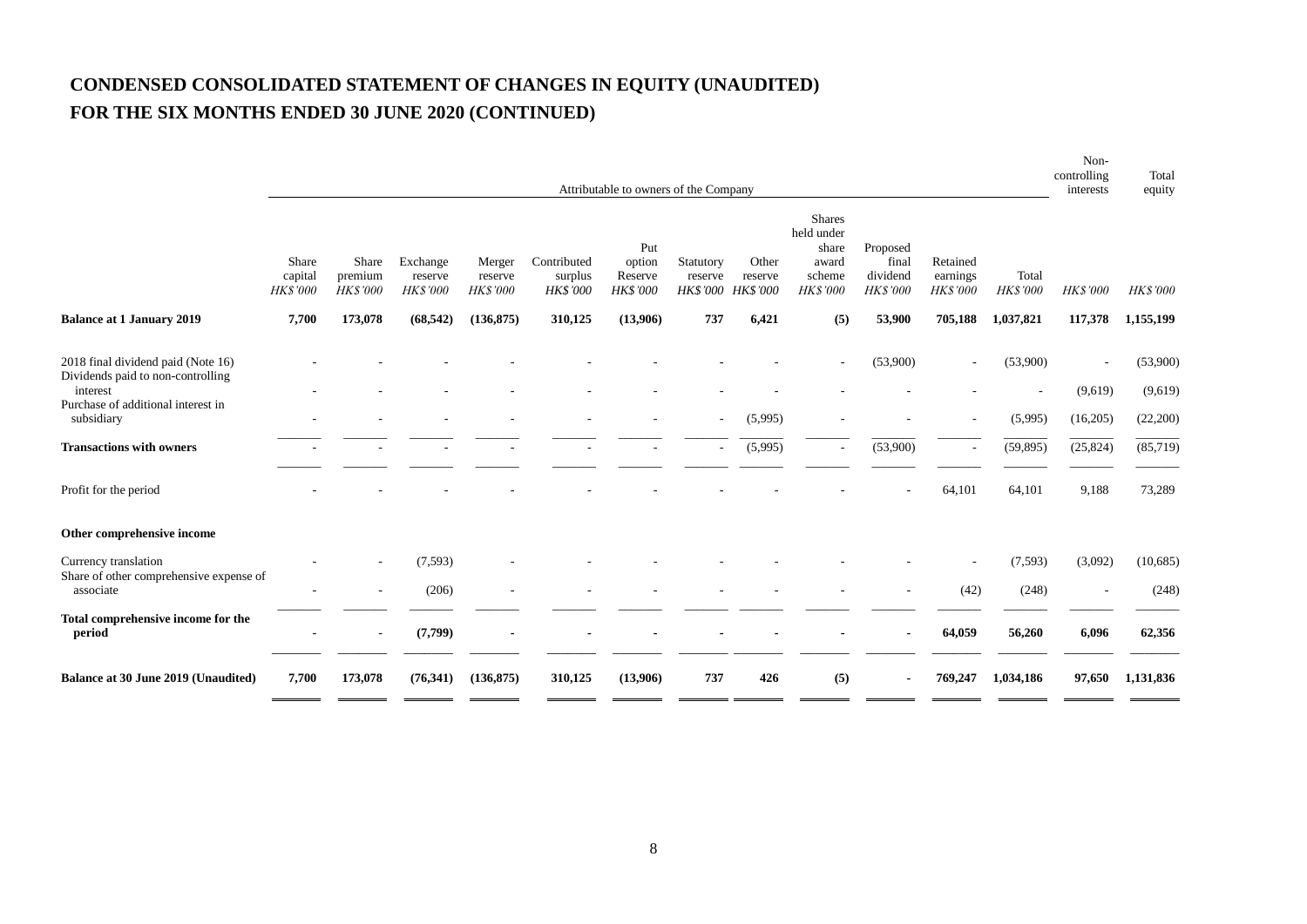# CONDENSED CONSOLIDATED STATEMENT OF CHANGES IN EQUITY (UNAUDITED)

# FOR THE SIX MONTHS ENDED 30 JUNE 2020 (CONTINUED)

| | Attributable to owners of the Company | | | | | | | | | | | | Non-controlling interests | Total equity |
|---|---|---|---|---|---|---|---|---|---|---|---|---|---|---|
| | Share capital | Share premium | Exchange reserve | Merger reserve | Contributed surplus | Put option Reserve | Statutory reserve | Other reserve | Shares held under share award scheme | Proposed final dividend | Retained earnings | Total | | |
| | *HK$'000* | *HK$'000* | *HK$'000* | *HK$'000* | *HK$'000* | *HK$'000* | *HK$'000* | *HK$'000* | *HK$'000* | *HK$'000* | *HK$'000* | *HK$'000* | *HK$'000* | *HK$'000* |
| **Balance at 1 January 2019** | **7,700** | **173,078** | **(68,542)** | **(136,875)** | **310,125** | **(13,906)** | **737** | **6,421** | **(5)** | **53,900** | **705,188** | **1,037,821** | **117,378** | **1,155,199** |
| 2018 final dividend paid (Note 16) | - | - | - | - | - | - | - | - | - | (53,900) | - | (53,900) | - | (53,900) |
| Dividends paid to non-controlling interest | - | - | - | - | - | - | - | - | - | - | - | - | (9,619) | (9,619) |
| Purchase of additional interest in subsidiary | - | - | - | - | - | - | - | (5,995) | - | - | - | (5,995) | (16,205) | (22,200) |
| **Transactions with owners** | - | - | - | - | - | - | - | (5,995) | - | (53,900) | - | (59,895) | (25,824) | (85,719) |
| Profit for the period | - | - | - | - | - | - | - | - | - | - | 64,101 | 64,101 | 9,188 | 73,289 |
| **Other comprehensive income** | | | | | | | | | | | | | | |
| Currency translation | - | - | (7,593) | - | - | - | - | - | - | - | - | (7,593) | (3,092) | (10,685) |
| Share of other comprehensive expense of associate | - | - | (206) | - | - | - | - | - | - | - | (42) | (248) | - | (248) |
| **Total comprehensive income for the period** | - | - | **(7,799)** | - | - | - | - | - | - | - | **64,059** | **56,260** | **6,096** | **62,356** |
| **Balance at 30 June 2019 (Unaudited)** | **7,700** | **173,078** | **(76,341)** | **(136,875)** | **310,125** | **(13,906)** | **737** | **426** | **(5)** | - | **769,247** | **1,034,186** | **97,650** | **1,131,836** |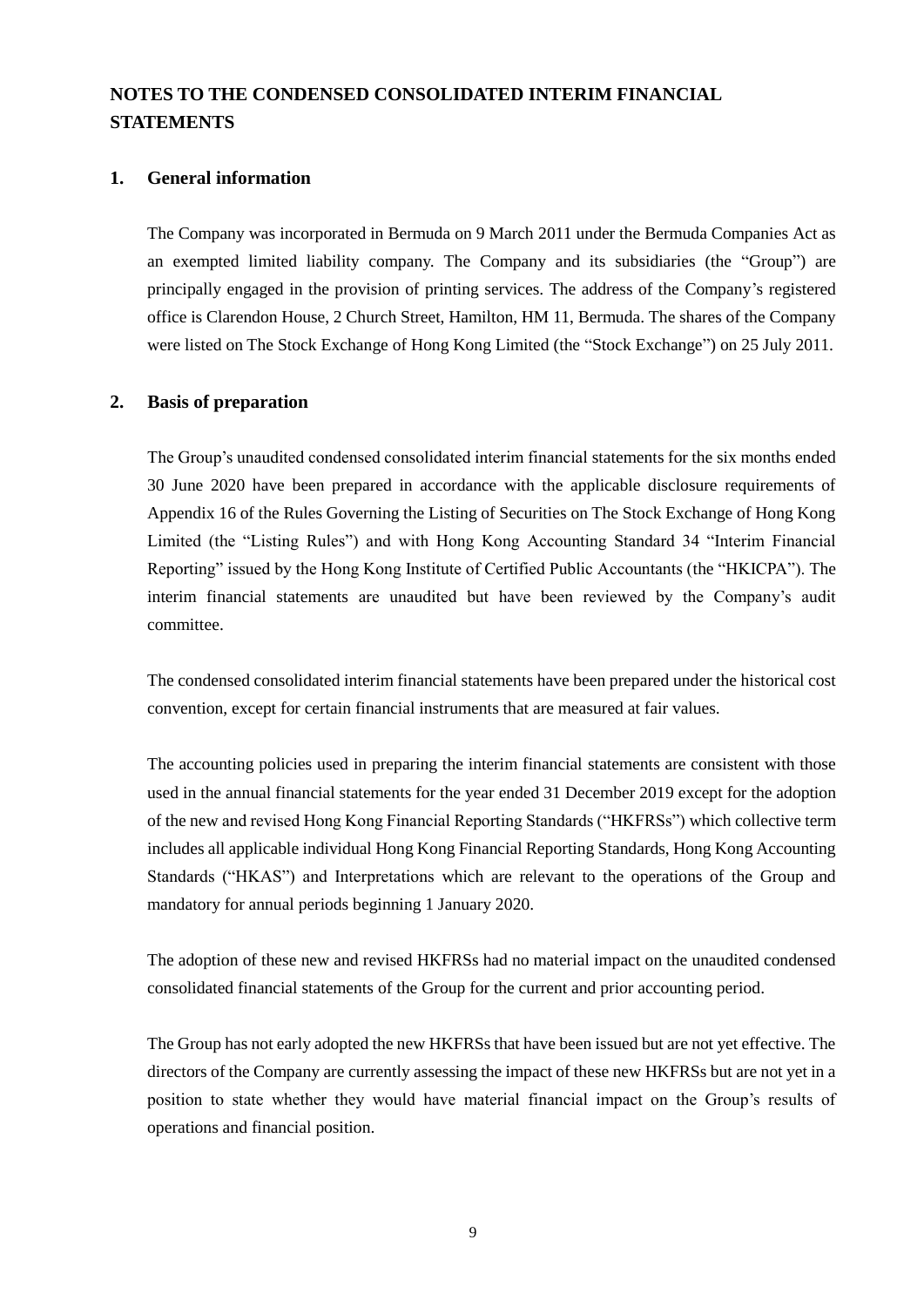# NOTES TO THE CONDENSED CONSOLIDATED INTERIM FINANCIAL STATEMENTS

## 1. General information

The Company was incorporated in Bermuda on 9 March 2011 under the Bermuda Companies Act as an exempted limited liability company. The Company and its subsidiaries (the "Group") are principally engaged in the provision of printing services. The address of the Company's registered office is Clarendon House, 2 Church Street, Hamilton, HM 11, Bermuda. The shares of the Company were listed on The Stock Exchange of Hong Kong Limited (the "Stock Exchange") on 25 July 2011.

## 2. Basis of preparation

The Group's unaudited condensed consolidated interim financial statements for the six months ended 30 June 2020 have been prepared in accordance with the applicable disclosure requirements of Appendix 16 of the Rules Governing the Listing of Securities on The Stock Exchange of Hong Kong Limited (the "Listing Rules") and with Hong Kong Accounting Standard 34 "Interim Financial Reporting" issued by the Hong Kong Institute of Certified Public Accountants (the "HKICPA"). The interim financial statements are unaudited but have been reviewed by the Company's audit committee.

The condensed consolidated interim financial statements have been prepared under the historical cost convention, except for certain financial instruments that are measured at fair values.

The accounting policies used in preparing the interim financial statements are consistent with those used in the annual financial statements for the year ended 31 December 2019 except for the adoption of the new and revised Hong Kong Financial Reporting Standards ("HKFRSs") which collective term includes all applicable individual Hong Kong Financial Reporting Standards, Hong Kong Accounting Standards ("HKAS") and Interpretations which are relevant to the operations of the Group and mandatory for annual periods beginning 1 January 2020.

The adoption of these new and revised HKFRSs had no material impact on the unaudited condensed consolidated financial statements of the Group for the current and prior accounting period.

The Group has not early adopted the new HKFRSs that have been issued but are not yet effective. The directors of the Company are currently assessing the impact of these new HKFRSs but are not yet in a position to state whether they would have material financial impact on the Group's results of operations and financial position.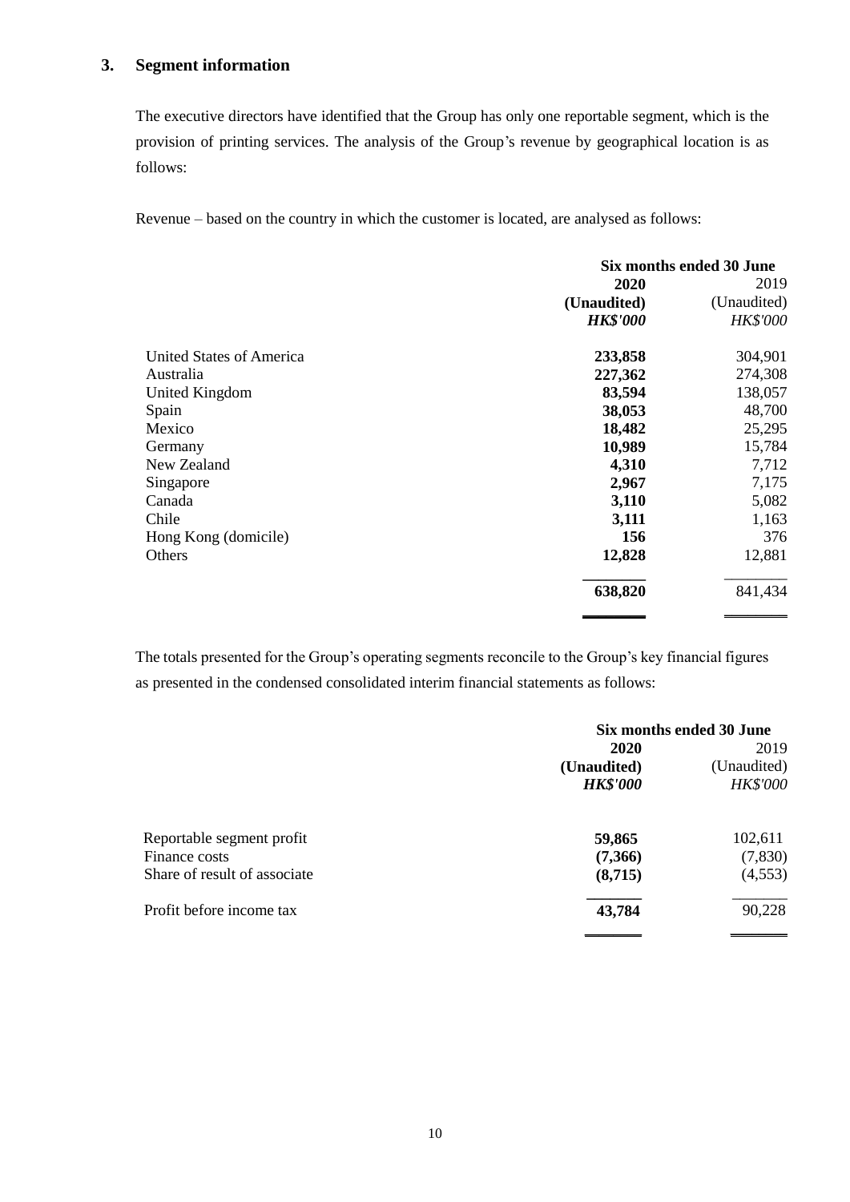## 3. Segment information

The executive directors have identified that the Group has only one reportable segment, which is the provision of printing services. The analysis of the Group's revenue by geographical location is as follows:

Revenue – based on the country in which the customer is located, are analysed as follows:

| | Six months ended 30 June | |
|---|---|---|
| | **2020** | 2019 |
| | **(Unaudited)** | (Unaudited) |
| | ***HK$'000*** | *HK$'000* |
| United States of America | **233,858** | 304,901 |
| Australia | **227,362** | 274,308 |
| United Kingdom | **83,594** | 138,057 |
| Spain | **38,053** | 48,700 |
| Mexico | **18,482** | 25,295 |
| Germany | **10,989** | 15,784 |
| New Zealand | **4,310** | 7,712 |
| Singapore | **2,967** | 7,175 |
| Canada | **3,110** | 5,082 |
| Chile | **3,111** | 1,163 |
| Hong Kong (domicile) | **156** | 376 |
| Others | **12,828** | 12,881 |
| | **638,820** | 841,434 |

The totals presented for the Group's operating segments reconcile to the Group's key financial figures as presented in the condensed consolidated interim financial statements as follows:

| | Six months ended 30 June | |
|---|---|---|
| | **2020** | 2019 |
| | **(Unaudited)** | (Unaudited) |
| | ***HK$'000*** | *HK$'000* |
| Reportable segment profit | **59,865** | 102,611 |
| Finance costs | **(7,366)** | (7,830) |
| Share of result of associate | **(8,715)** | (4,553) |
| Profit before income tax | **43,784** | 90,228 |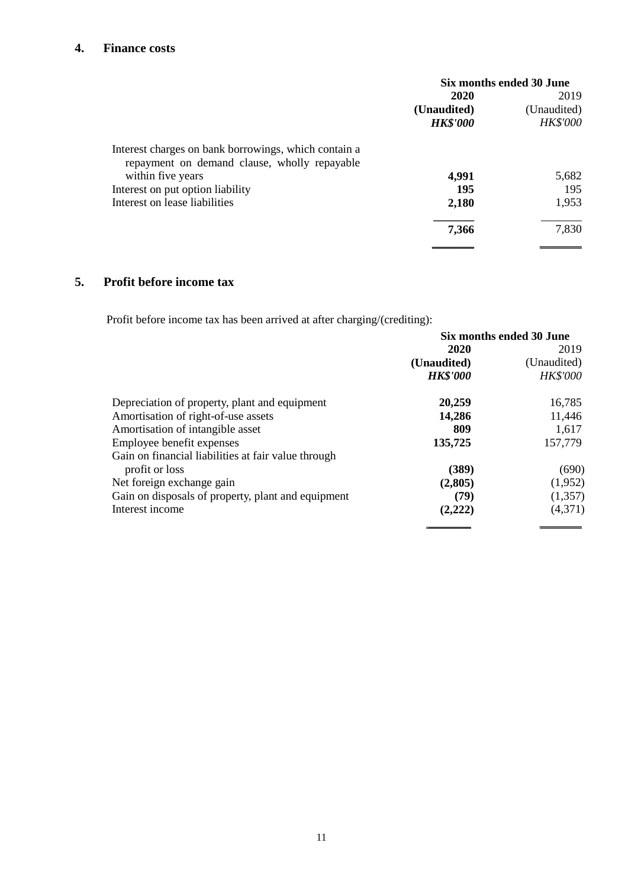## 4. Finance costs

| | Six months ended 30 June | |
|---|---|---|
| | **2020** | 2019 |
| | **(Unaudited)** | (Unaudited) |
| | ***HK$'000*** | *HK$'000* |
| Interest charges on bank borrowings, which contain a repayment on demand clause, wholly repayable within five years | **4,991** | 5,682 |
| Interest on put option liability | **195** | 195 |
| Interest on lease liabilities | **2,180** | 1,953 |
| | **7,366** | 7,830 |

## 5. Profit before income tax

Profit before income tax has been arrived at after charging/(crediting):

| | Six months ended 30 June | |
|---|---|---|
| | **2020** | 2019 |
| | **(Unaudited)** | (Unaudited) |
| | ***HK$'000*** | *HK$'000* |
| Depreciation of property, plant and equipment | **20,259** | 16,785 |
| Amortisation of right-of-use assets | **14,286** | 11,446 |
| Amortisation of intangible asset | **809** | 1,617 |
| Employee benefit expenses | **135,725** | 157,779 |
| Gain on financial liabilities at fair value through profit or loss | **(389)** | (690) |
| Net foreign exchange gain | **(2,805)** | (1,952) |
| Gain on disposals of property, plant and equipment | **(79)** | (1,357) |
| Interest income | **(2,222)** | (4,371) |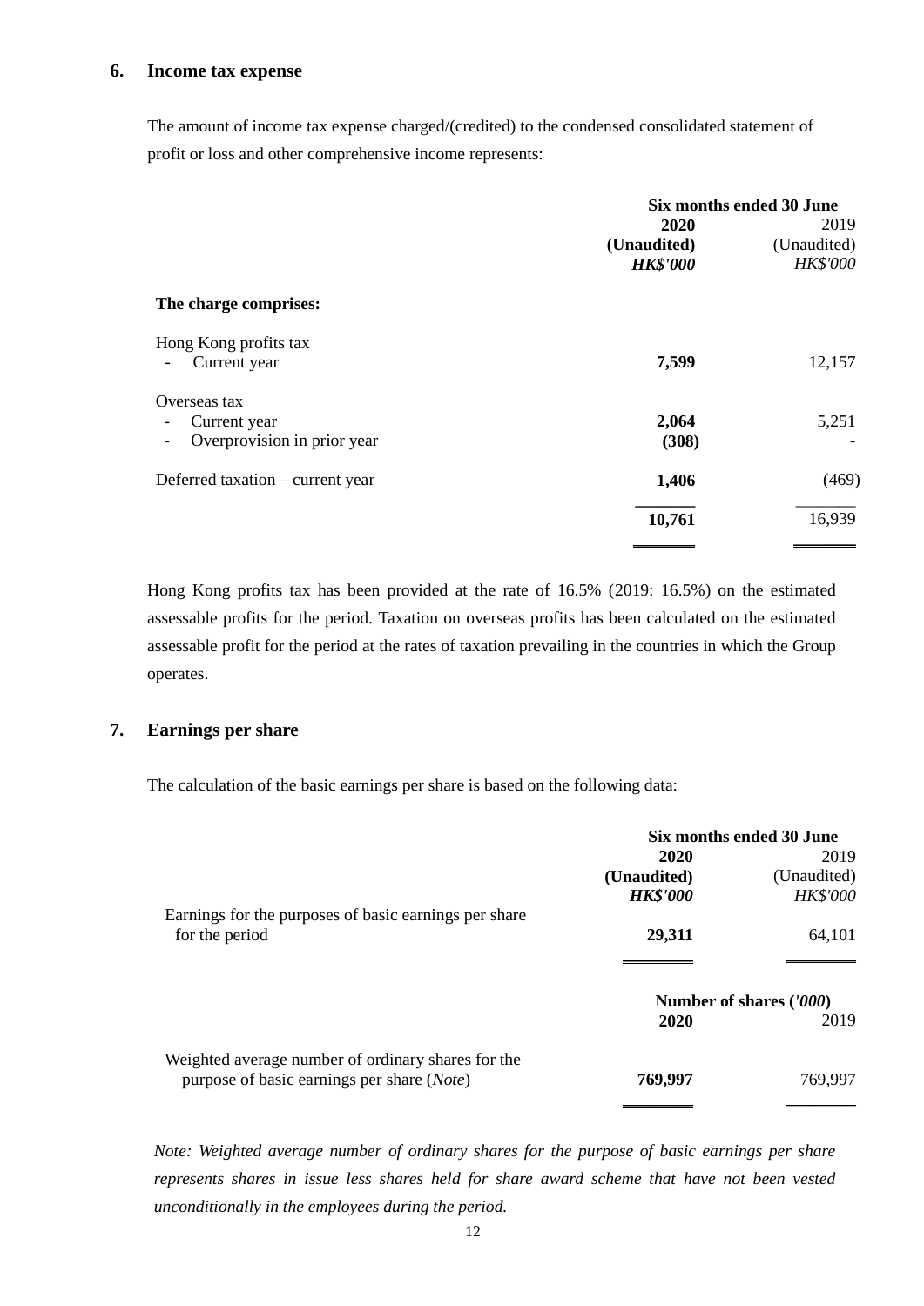## 6. Income tax expense

The amount of income tax expense charged/(credited) to the condensed consolidated statement of profit or loss and other comprehensive income represents:

| | Six months ended 30 June | |
|---|---|---|
| | **2020** | 2019 |
| | **(Unaudited)** | (Unaudited) |
| | ***HK$'000*** | *HK$'000* |
| **The charge comprises:** | | |
| Hong Kong profits tax | | |
| - Current year | **7,599** | 12,157 |
| Overseas tax | | |
| - Current year | **2,064** | 5,251 |
| - Overprovision in prior year | **(308)** | - |
| Deferred taxation – current year | **1,406** | (469) |
| | **10,761** | 16,939 |

Hong Kong profits tax has been provided at the rate of 16.5% (2019: 16.5%) on the estimated assessable profits for the period. Taxation on overseas profits has been calculated on the estimated assessable profit for the period at the rates of taxation prevailing in the countries in which the Group operates.

## 7. Earnings per share

The calculation of the basic earnings per share is based on the following data:

| | Six months ended 30 June | |
|---|---|---|
| | **2020** | 2019 |
| | **(Unaudited)** | (Unaudited) |
| | ***HK$'000*** | *HK$'000* |
| Earnings for the purposes of basic earnings per share for the period | **29,311** | 64,101 |

| | Number of shares (*'000*) | |
|---|---|---|
| | **2020** | 2019 |
| Weighted average number of ordinary shares for the purpose of basic earnings per share (*Note*) | **769,997** | 769,997 |

*Note: Weighted average number of ordinary shares for the purpose of basic earnings per share represents shares in issue less shares held for share award scheme that have not been vested unconditionally in the employees during the period.*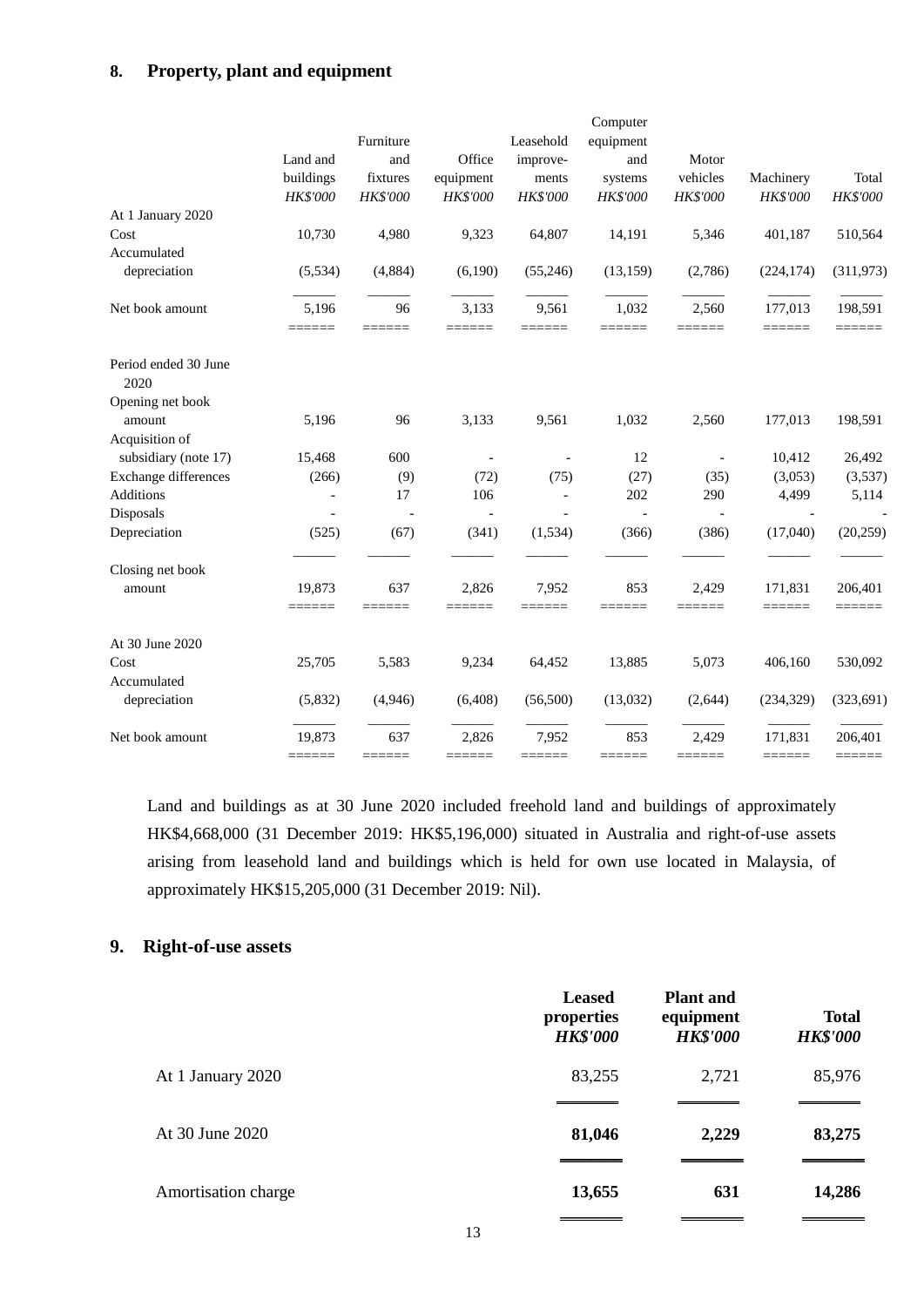## 8. Property, plant and equipment

| | Land and buildings | Furniture and fixtures | Office equipment | Leasehold improve- ments | Computer equipment and systems | Motor vehicles | Machinery | Total |
|---|---|---|---|---|---|---|---|---|
| | *HK$'000* | *HK$'000* | *HK$'000* | *HK$'000* | *HK$'000* | *HK$'000* | *HK$'000* | *HK$'000* |
| At 1 January 2020 | | | | | | | | |
| Cost | 10,730 | 4,980 | 9,323 | 64,807 | 14,191 | 5,346 | 401,187 | 510,564 |
| Accumulated depreciation | (5,534) | (4,884) | (6,190) | (55,246) | (13,159) | (2,786) | (224,174) | (311,973) |
| Net book amount | 5,196 | 96 | 3,133 | 9,561 | 1,032 | 2,560 | 177,013 | 198,591 |
| Period ended 30 June 2020 | | | | | | | | |
| Opening net book amount | 5,196 | 96 | 3,133 | 9,561 | 1,032 | 2,560 | 177,013 | 198,591 |
| Acquisition of subsidiary (note 17) | 15,468 | 600 | - | - | 12 | - | 10,412 | 26,492 |
| Exchange differences | (266) | (9) | (72) | (75) | (27) | (35) | (3,053) | (3,537) |
| Additions | - | 17 | 106 | - | 202 | 290 | 4,499 | 5,114 |
| Disposals | - | - | - | - | - | - | - | - |
| Depreciation | (525) | (67) | (341) | (1,534) | (366) | (386) | (17,040) | (20,259) |
| Closing net book amount | 19,873 | 637 | 2,826 | 7,952 | 853 | 2,429 | 171,831 | 206,401 |
| At 30 June 2020 | | | | | | | | |
| Cost | 25,705 | 5,583 | 9,234 | 64,452 | 13,885 | 5,073 | 406,160 | 530,092 |
| Accumulated depreciation | (5,832) | (4,946) | (6,408) | (56,500) | (13,032) | (2,644) | (234,329) | (323,691) |
| Net book amount | 19,873 | 637 | 2,826 | 7,952 | 853 | 2,429 | 171,831 | 206,401 |

Land and buildings as at 30 June 2020 included freehold land and buildings of approximately HK$4,668,000 (31 December 2019: HK$5,196,000) situated in Australia and right-of-use assets arising from leasehold land and buildings which is held for own use located in Malaysia, of approximately HK$15,205,000 (31 December 2019: Nil).

## 9. Right-of-use assets

| | **Leased properties** | **Plant and equipment** | **Total** |
|---|---|---|---|
| | ***HK$'000*** | ***HK$'000*** | ***HK$'000*** |
| At 1 January 2020 | 83,255 | 2,721 | 85,976 |
| At 30 June 2020 | **81,046** | **2,229** | **83,275** |
| Amortisation charge | **13,655** | **631** | **14,286** |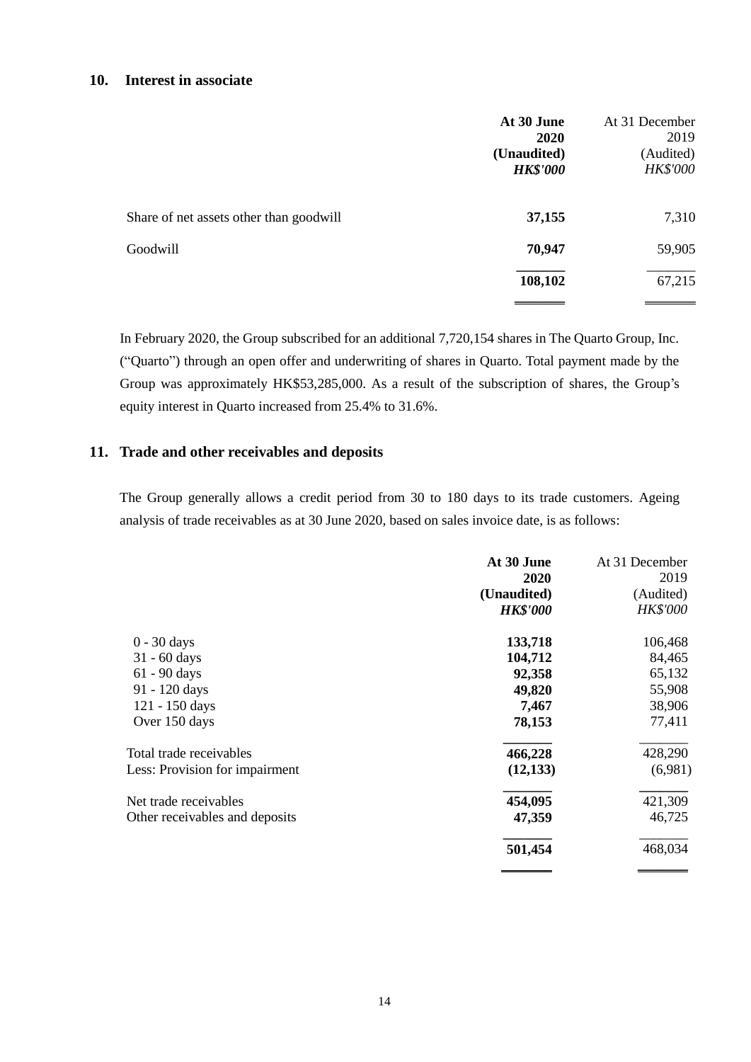## 10. Interest in associate

| | **At 30 June 2020 (Unaudited) *HK$'000*** | At 31 December 2019 (Audited) *HK$'000* |
|---|---|---|
| Share of net assets other than goodwill | **37,155** | 7,310 |
| Goodwill | **70,947** | 59,905 |
| | **108,102** | 67,215 |

In February 2020, the Group subscribed for an additional 7,720,154 shares in The Quarto Group, Inc. ("Quarto") through an open offer and underwriting of shares in Quarto. Total payment made by the Group was approximately HK$53,285,000. As a result of the subscription of shares, the Group's equity interest in Quarto increased from 25.4% to 31.6%.

## 11. Trade and other receivables and deposits

The Group generally allows a credit period from 30 to 180 days to its trade customers. Ageing analysis of trade receivables as at 30 June 2020, based on sales invoice date, is as follows:

| | **At 30 June 2020 (Unaudited) *HK$'000*** | At 31 December 2019 (Audited) *HK$'000* |
|---|---|---|
| 0 - 30 days | **133,718** | 106,468 |
| 31 - 60 days | **104,712** | 84,465 |
| 61 - 90 days | **92,358** | 65,132 |
| 91 - 120 days | **49,820** | 55,908 |
| 121 - 150 days | **7,467** | 38,906 |
| Over 150 days | **78,153** | 77,411 |
| Total trade receivables | **466,228** | 428,290 |
| Less: Provision for impairment | **(12,133)** | (6,981) |
| Net trade receivables | **454,095** | 421,309 |
| Other receivables and deposits | **47,359** | 46,725 |
| | **501,454** | 468,034 |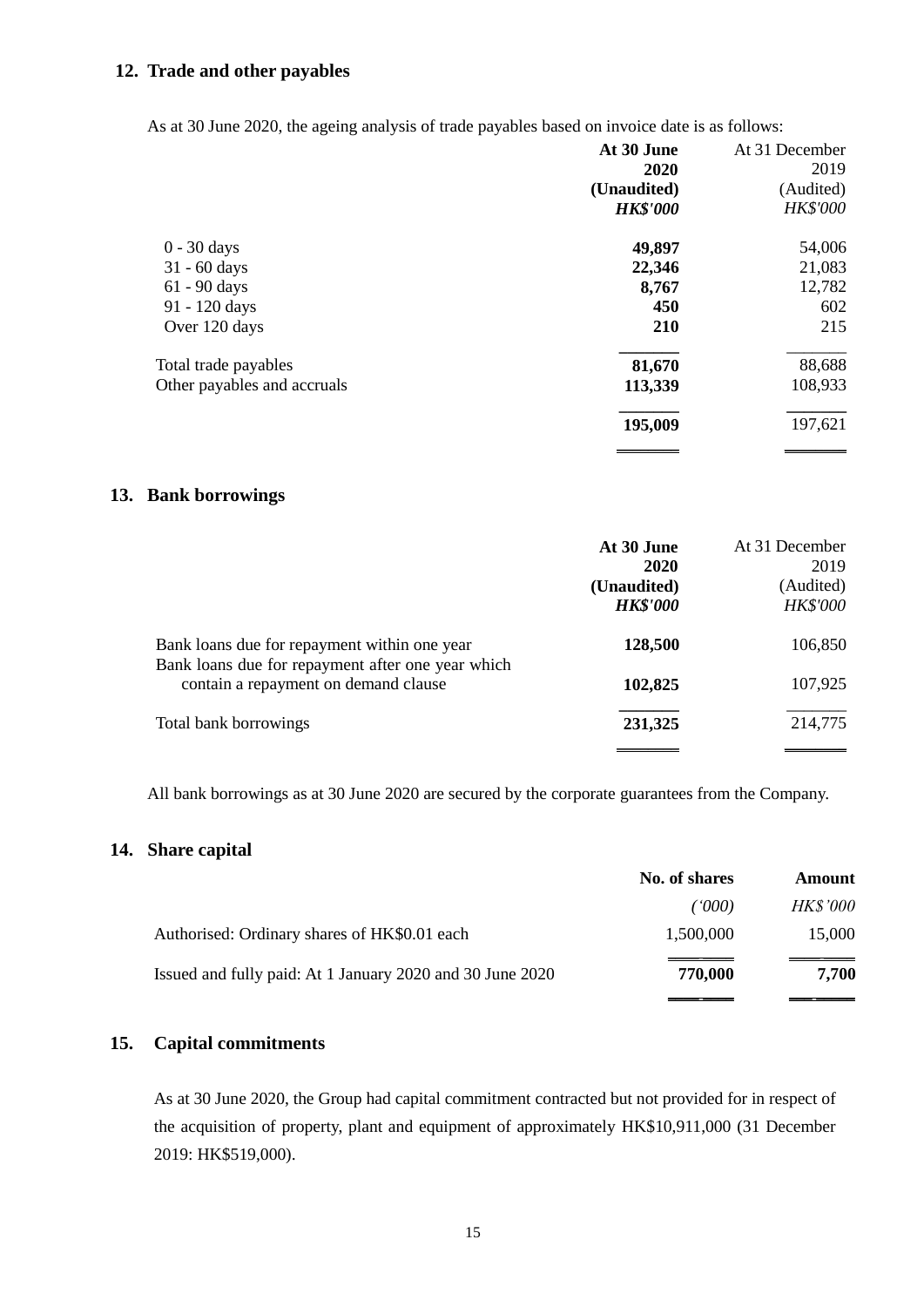## 12. Trade and other payables

As at 30 June 2020, the ageing analysis of trade payables based on invoice date is as follows:

| | **At 30 June 2020 (Unaudited)** | At 31 December 2019 (Audited) |
|---|---|---|
| | ***HK$'000*** | *HK$'000* |
| 0 - 30 days | **49,897** | 54,006 |
| 31 - 60 days | **22,346** | 21,083 |
| 61 - 90 days | **8,767** | 12,782 |
| 91 - 120 days | **450** | 602 |
| Over 120 days | **210** | 215 |
| Total trade payables | **81,670** | 88,688 |
| Other payables and accruals | **113,339** | 108,933 |
| | **195,009** | 197,621 |

## 13. Bank borrowings

| | **At 30 June 2020 (Unaudited)** | At 31 December 2019 (Audited) |
|---|---|---|
| | ***HK$'000*** | *HK$'000* |
| Bank loans due for repayment within one year | **128,500** | 106,850 |
| Bank loans due for repayment after one year which contain a repayment on demand clause | **102,825** | 107,925 |
| Total bank borrowings | **231,325** | 214,775 |

All bank borrowings as at 30 June 2020 are secured by the corporate guarantees from the Company.

## 14. Share capital

| | **No. of shares** | **Amount** |
|---|---|---|
| | *('000)* | *HK$'000* |
| Authorised: Ordinary shares of HK$0.01 each | 1,500,000 | 15,000 |
| Issued and fully paid: At 1 January 2020 and 30 June 2020 | **770,000** | **7,700** |

## 15. Capital commitments

As at 30 June 2020, the Group had capital commitment contracted but not provided for in respect of the acquisition of property, plant and equipment of approximately HK$10,911,000 (31 December 2019: HK$519,000).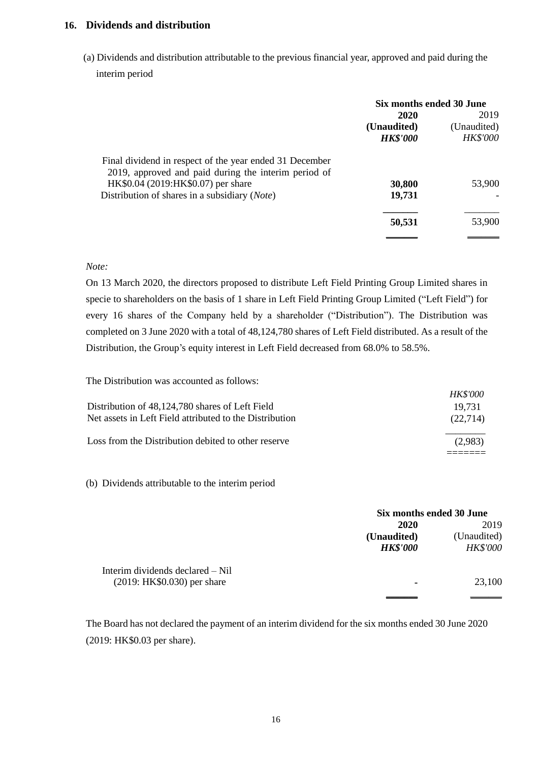## 16. Dividends and distribution

(a) Dividends and distribution attributable to the previous financial year, approved and paid during the interim period

| | Six months ended 30 June | |
|---|---|---|
| | **2020** | 2019 |
| | **(Unaudited)** | (Unaudited) |
| | ***HK$'000*** | *HK$'000* |
| Final dividend in respect of the year ended 31 December 2019, approved and paid during the interim period of HK$0.04 (2019:HK$0.07) per share | **30,800** | 53,900 |
| Distribution of shares in a subsidiary (*Note*) | **19,731** | - |
| | **50,531** | 53,900 |

*Note:*

On 13 March 2020, the directors proposed to distribute Left Field Printing Group Limited shares in specie to shareholders on the basis of 1 share in Left Field Printing Group Limited ("Left Field") for every 16 shares of the Company held by a shareholder ("Distribution"). The Distribution was completed on 3 June 2020 with a total of 48,124,780 shares of Left Field distributed. As a result of the Distribution, the Group's equity interest in Left Field decreased from 68.0% to 58.5%.

The Distribution was accounted as follows:

| | *HK$'000* |
|---|---|
| Distribution of 48,124,780 shares of Left Field | 19,731 |
| Net assets in Left Field attributed to the Distribution | (22,714) |
| Loss from the Distribution debited to other reserve | (2,983) |

(b) Dividends attributable to the interim period

| | Six months ended 30 June | |
|---|---|---|
| | **2020** | 2019 |
| | **(Unaudited)** | (Unaudited) |
| | ***HK$'000*** | *HK$'000* |
| Interim dividends declared – Nil (2019: HK$0.030) per share | **-** | 23,100 |

The Board has not declared the payment of an interim dividend for the six months ended 30 June 2020 (2019: HK$0.03 per share).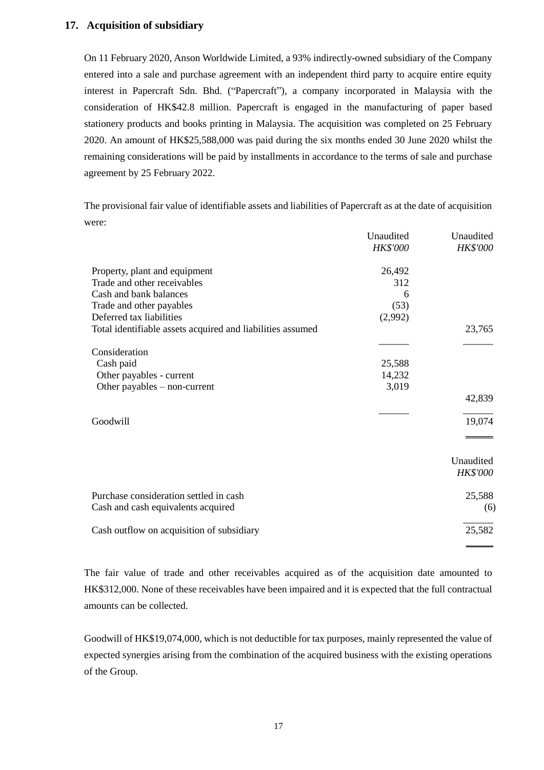## 17. Acquisition of subsidiary

On 11 February 2020, Anson Worldwide Limited, a 93% indirectly-owned subsidiary of the Company entered into a sale and purchase agreement with an independent third party to acquire entire equity interest in Papercraft Sdn. Bhd. ("Papercraft"), a company incorporated in Malaysia with the consideration of HK$42.8 million. Papercraft is engaged in the manufacturing of paper based stationery products and books printing in Malaysia. The acquisition was completed on 25 February 2020. An amount of HK$25,588,000 was paid during the six months ended 30 June 2020 whilst the remaining considerations will be paid by installments in accordance to the terms of sale and purchase agreement by 25 February 2022.

The provisional fair value of identifiable assets and liabilities of Papercraft as at the date of acquisition were:

| | Unaudited *HK$'000* | Unaudited *HK$'000* |
|---|---|---|
| Property, plant and equipment | 26,492 | |
| Trade and other receivables | 312 | |
| Cash and bank balances | 6 | |
| Trade and other payables | (53) | |
| Deferred tax liabilities | (2,992) | |
| Total identifiable assets acquired and liabilities assumed | | 23,765 |
| Consideration | | |
| Cash paid | 25,588 | |
| Other payables - current | 14,232 | |
| Other payables – non-current | 3,019 | |
| | | 42,839 |
| Goodwill | | 19,074 |

| | Unaudited *HK$'000* |
|---|---|
| Purchase consideration settled in cash | 25,588 |
| Cash and cash equivalents acquired | (6) |
| Cash outflow on acquisition of subsidiary | 25,582 |

The fair value of trade and other receivables acquired as of the acquisition date amounted to HK$312,000. None of these receivables have been impaired and it is expected that the full contractual amounts can be collected.

Goodwill of HK$19,074,000, which is not deductible for tax purposes, mainly represented the value of expected synergies arising from the combination of the acquired business with the existing operations of the Group.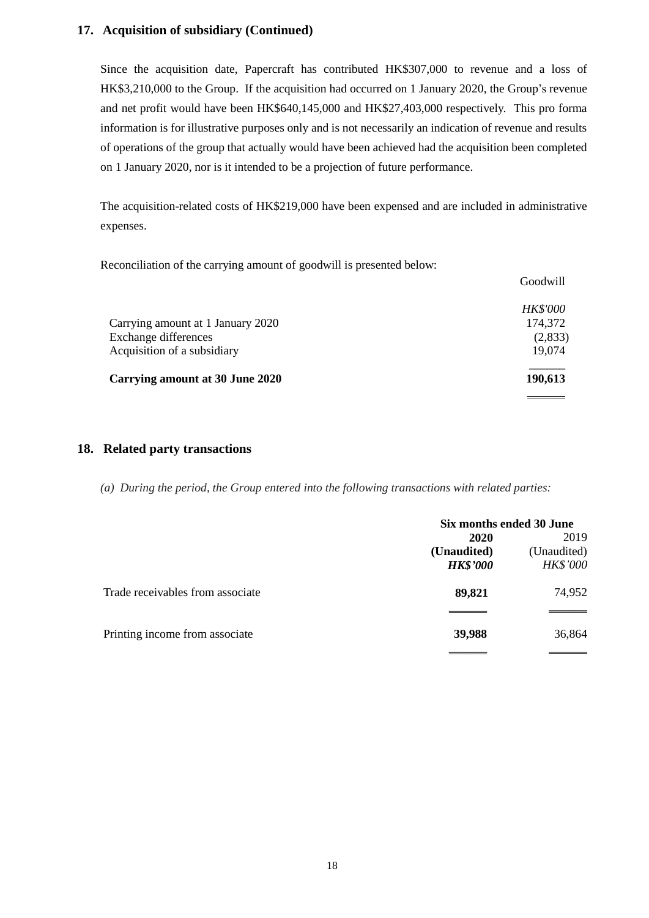## 17. Acquisition of subsidiary (Continued)

Since the acquisition date, Papercraft has contributed HK$307,000 to revenue and a loss of HK$3,210,000 to the Group. If the acquisition had occurred on 1 January 2020, the Group's revenue and net profit would have been HK$640,145,000 and HK$27,403,000 respectively. This pro forma information is for illustrative purposes only and is not necessarily an indication of revenue and results of operations of the group that actually would have been achieved had the acquisition been completed on 1 January 2020, nor is it intended to be a projection of future performance.

The acquisition-related costs of HK$219,000 have been expensed and are included in administrative expenses.

Reconciliation of the carrying amount of goodwill is presented below:

| | Goodwill |
|---|---|
| | *HK$'000* |
| Carrying amount at 1 January 2020 | 174,372 |
| Exchange differences | (2,833) |
| Acquisition of a subsidiary | 19,074 |
| **Carrying amount at 30 June 2020** | **190,613** |

## 18. Related party transactions

*(a) During the period, the Group entered into the following transactions with related parties:*

| | **Six months ended 30 June** | |
|---|---|---|
| | **2020** | 2019 |
| | **(Unaudited)** | (Unaudited) |
| | ***HK$'000*** | *HK$'000* |
| Trade receivables from associate | **89,821** | 74,952 |
| Printing income from associate | **39,988** | 36,864 |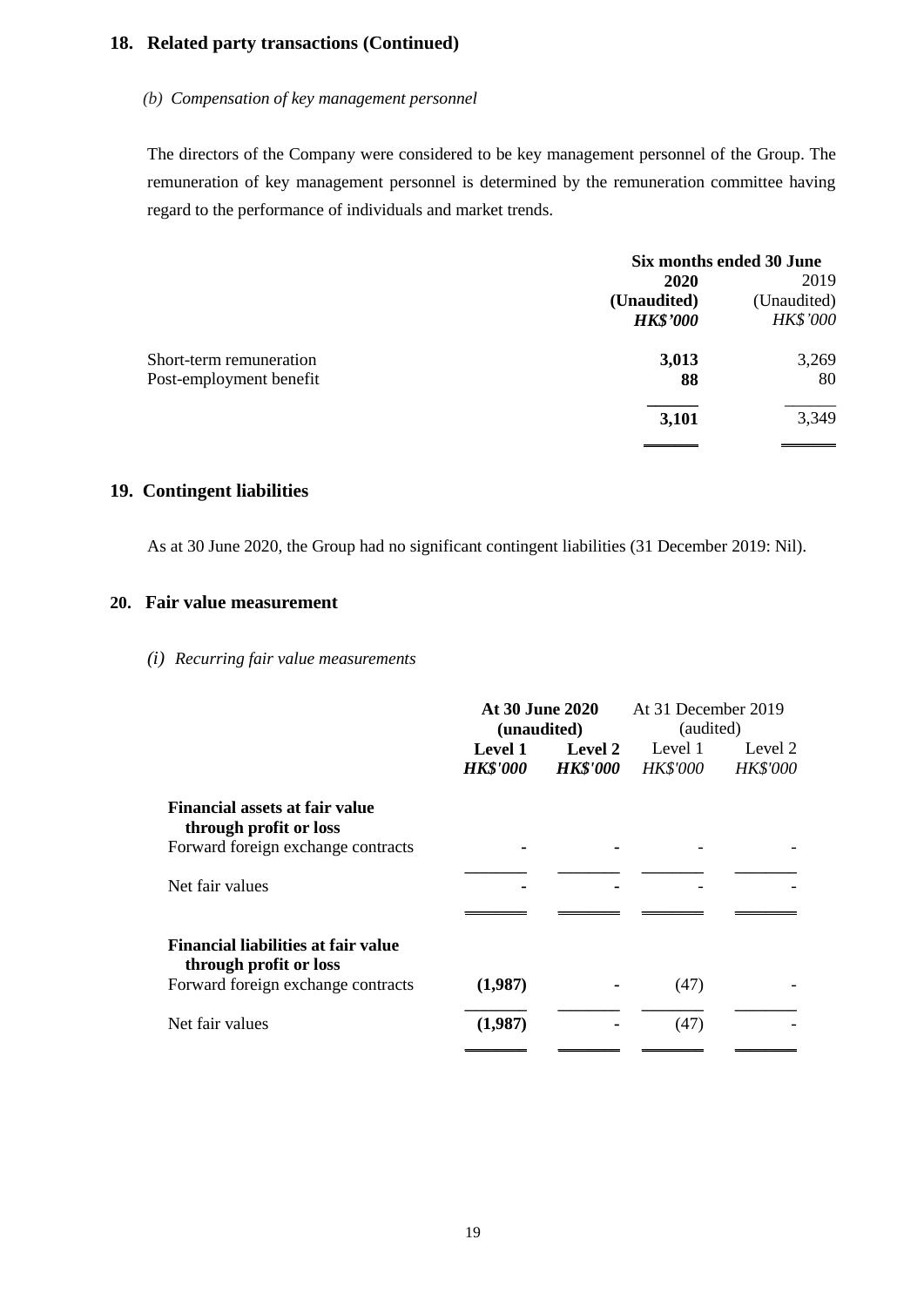## 18. Related party transactions (Continued)

*(b) Compensation of key management personnel*

The directors of the Company were considered to be key management personnel of the Group. The remuneration of key management personnel is determined by the remuneration committee having regard to the performance of individuals and market trends.

| | Six months ended 30 June | |
|---|---|---|
| | **2020** | 2019 |
| | **(Unaudited)** | (Unaudited) |
| | ***HK$'000*** | *HK$'000* |
| Short-term remuneration | **3,013** | 3,269 |
| Post-employment benefit | **88** | 80 |
| | **3,101** | 3,349 |

## 19. Contingent liabilities

As at 30 June 2020, the Group had no significant contingent liabilities (31 December 2019: Nil).

## 20. Fair value measurement

*(i) Recurring fair value measurements*

| | At 30 June 2020 (unaudited) | | At 31 December 2019 (audited) | |
|---|---|---|---|---|
| | **Level 1** | **Level 2** | Level 1 | Level 2 |
| | ***HK$'000*** | ***HK$'000*** | *HK$'000* | *HK$'000* |
| **Financial assets at fair value through profit or loss** | | | | |
| Forward foreign exchange contracts | **-** | **-** | - | - |
| Net fair values | **-** | **-** | - | - |
| **Financial liabilities at fair value through profit or loss** | | | | |
| Forward foreign exchange contracts | **(1,987)** | **-** | (47) | - |
| Net fair values | **(1,987)** | **-** | (47) | - |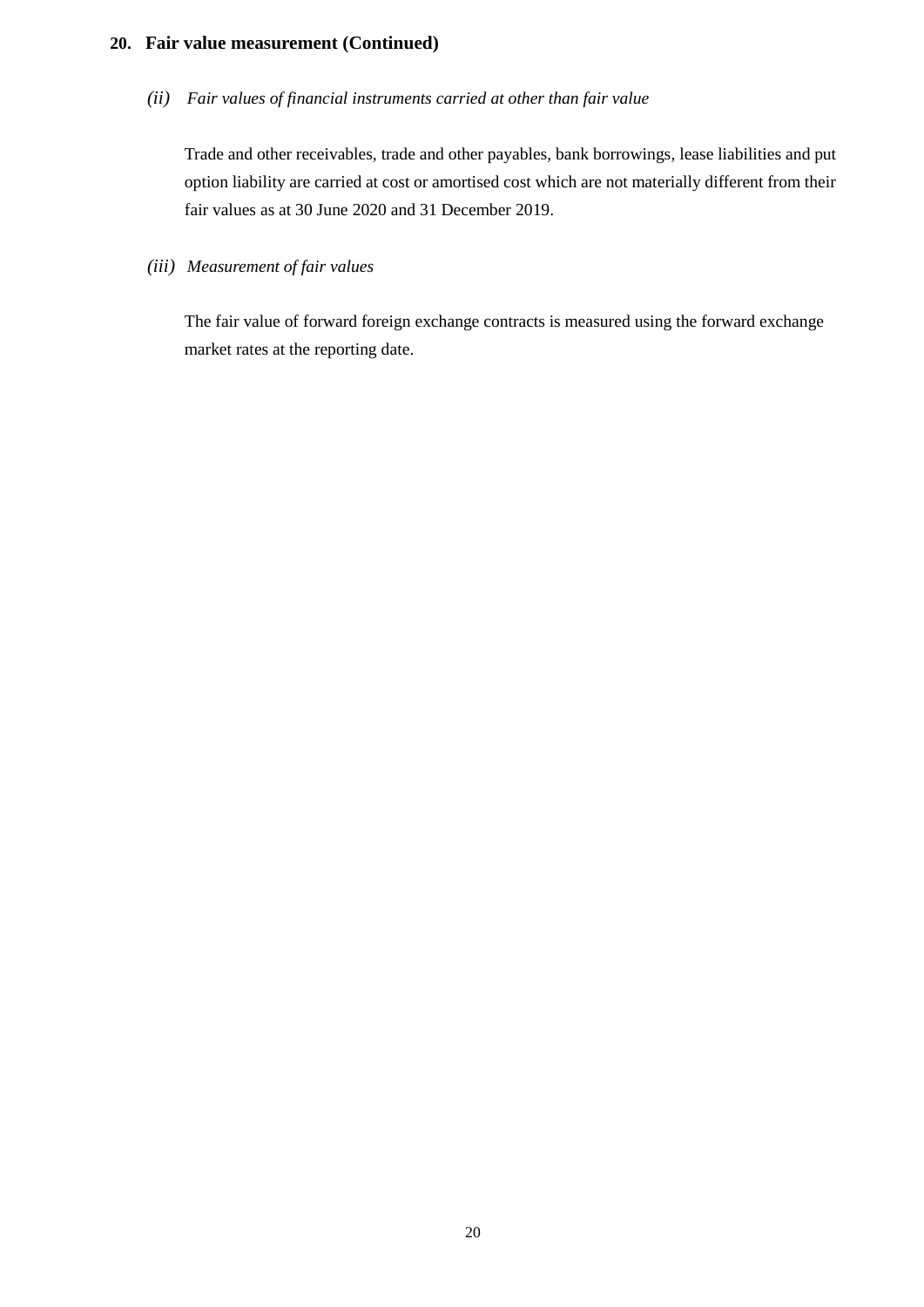## 20. Fair value measurement (Continued)

*(ii) Fair values of financial instruments carried at other than fair value*

Trade and other receivables, trade and other payables, bank borrowings, lease liabilities and put option liability are carried at cost or amortised cost which are not materially different from their fair values as at 30 June 2020 and 31 December 2019.

*(iii) Measurement of fair values*

The fair value of forward foreign exchange contracts is measured using the forward exchange market rates at the reporting date.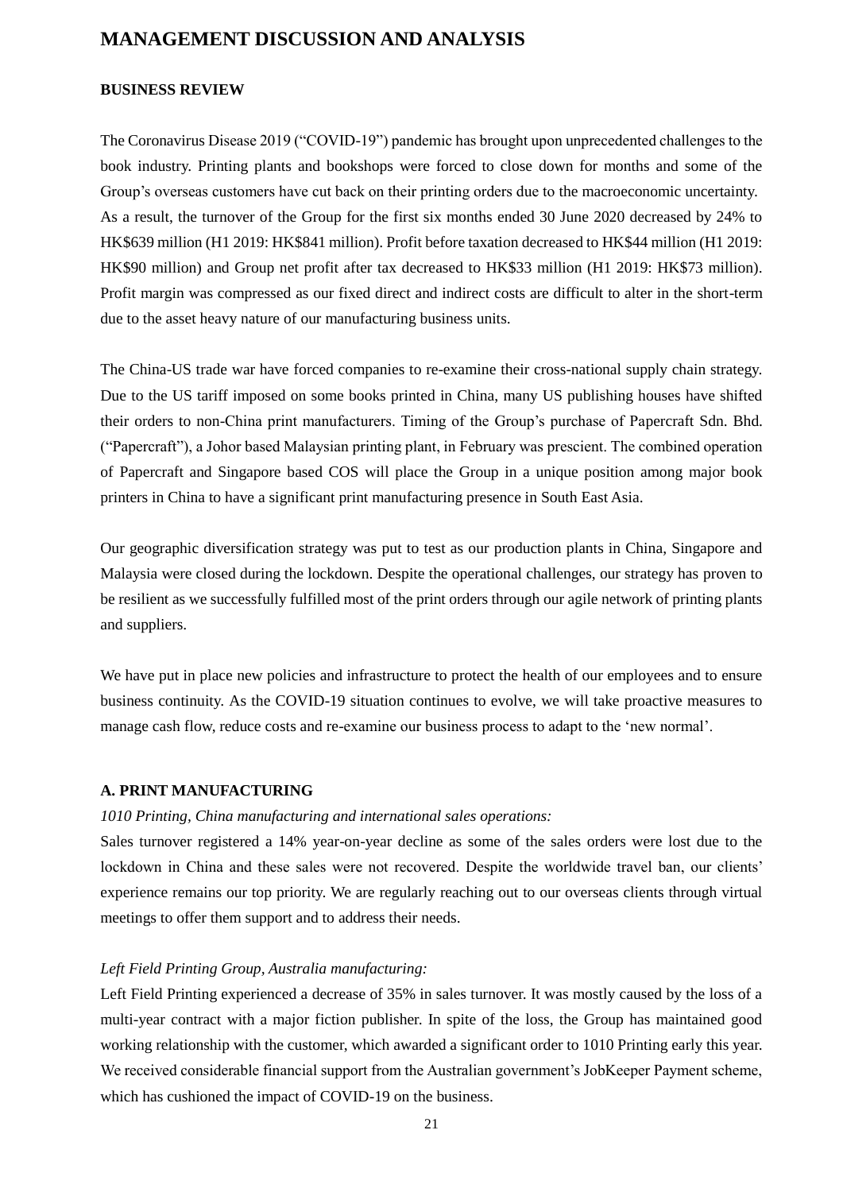# MANAGEMENT DISCUSSION AND ANALYSIS

## BUSINESS REVIEW

The Coronavirus Disease 2019 ("COVID-19") pandemic has brought upon unprecedented challenges to the book industry. Printing plants and bookshops were forced to close down for months and some of the Group's overseas customers have cut back on their printing orders due to the macroeconomic uncertainty. As a result, the turnover of the Group for the first six months ended 30 June 2020 decreased by 24% to HK$639 million (H1 2019: HK$841 million). Profit before taxation decreased to HK$44 million (H1 2019: HK$90 million) and Group net profit after tax decreased to HK$33 million (H1 2019: HK$73 million). Profit margin was compressed as our fixed direct and indirect costs are difficult to alter in the short-term due to the asset heavy nature of our manufacturing business units.

The China-US trade war have forced companies to re-examine their cross-national supply chain strategy. Due to the US tariff imposed on some books printed in China, many US publishing houses have shifted their orders to non-China print manufacturers. Timing of the Group's purchase of Papercraft Sdn. Bhd. ("Papercraft"), a Johor based Malaysian printing plant, in February was prescient. The combined operation of Papercraft and Singapore based COS will place the Group in a unique position among major book printers in China to have a significant print manufacturing presence in South East Asia.

Our geographic diversification strategy was put to test as our production plants in China, Singapore and Malaysia were closed during the lockdown. Despite the operational challenges, our strategy has proven to be resilient as we successfully fulfilled most of the print orders through our agile network of printing plants and suppliers.

We have put in place new policies and infrastructure to protect the health of our employees and to ensure business continuity. As the COVID-19 situation continues to evolve, we will take proactive measures to manage cash flow, reduce costs and re-examine our business process to adapt to the 'new normal'.

### A. PRINT MANUFACTURING

*1010 Printing, China manufacturing and international sales operations:*

Sales turnover registered a 14% year-on-year decline as some of the sales orders were lost due to the lockdown in China and these sales were not recovered. Despite the worldwide travel ban, our clients' experience remains our top priority. We are regularly reaching out to our overseas clients through virtual meetings to offer them support and to address their needs.

*Left Field Printing Group, Australia manufacturing:*

Left Field Printing experienced a decrease of 35% in sales turnover. It was mostly caused by the loss of a multi-year contract with a major fiction publisher. In spite of the loss, the Group has maintained good working relationship with the customer, which awarded a significant order to 1010 Printing early this year. We received considerable financial support from the Australian government's JobKeeper Payment scheme, which has cushioned the impact of COVID-19 on the business.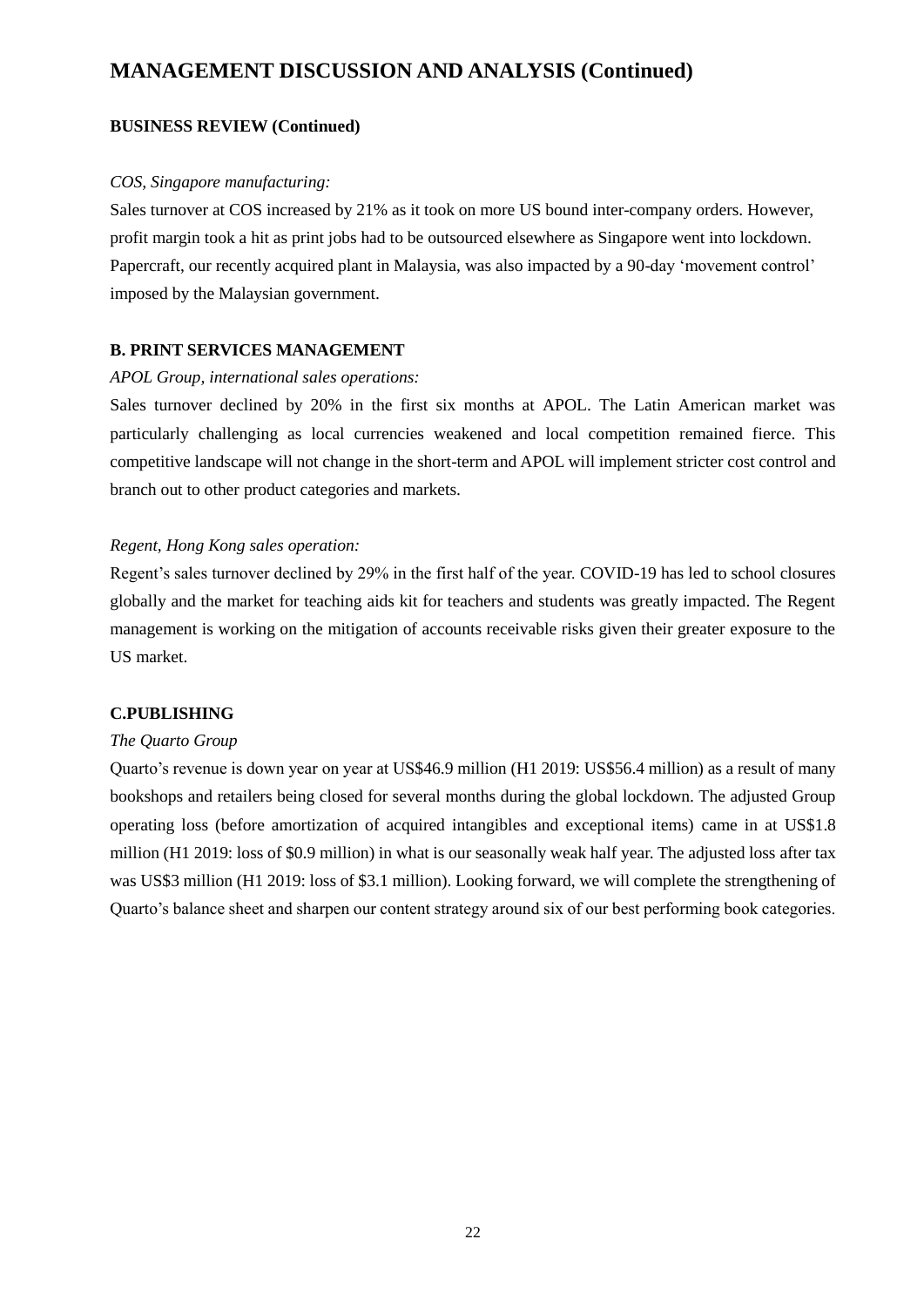# MANAGEMENT DISCUSSION AND ANALYSIS (Continued)

**BUSINESS REVIEW (Continued)**

*COS, Singapore manufacturing:*

Sales turnover at COS increased by 21% as it took on more US bound inter-company orders. However, profit margin took a hit as print jobs had to be outsourced elsewhere as Singapore went into lockdown. Papercraft, our recently acquired plant in Malaysia, was also impacted by a 90-day 'movement control' imposed by the Malaysian government.

**B. PRINT SERVICES MANAGEMENT**

*APOL Group, international sales operations:*

Sales turnover declined by 20% in the first six months at APOL. The Latin American market was particularly challenging as local currencies weakened and local competition remained fierce. This competitive landscape will not change in the short-term and APOL will implement stricter cost control and branch out to other product categories and markets.

*Regent, Hong Kong sales operation:*

Regent's sales turnover declined by 29% in the first half of the year. COVID-19 has led to school closures globally and the market for teaching aids kit for teachers and students was greatly impacted. The Regent management is working on the mitigation of accounts receivable risks given their greater exposure to the US market.

**C.PUBLISHING**

*The Quarto Group*

Quarto's revenue is down year on year at US$46.9 million (H1 2019: US$56.4 million) as a result of many bookshops and retailers being closed for several months during the global lockdown. The adjusted Group operating loss (before amortization of acquired intangibles and exceptional items) came in at US$1.8 million (H1 2019: loss of $0.9 million) in what is our seasonally weak half year. The adjusted loss after tax was US$3 million (H1 2019: loss of $3.1 million). Looking forward, we will complete the strengthening of Quarto's balance sheet and sharpen our content strategy around six of our best performing book categories.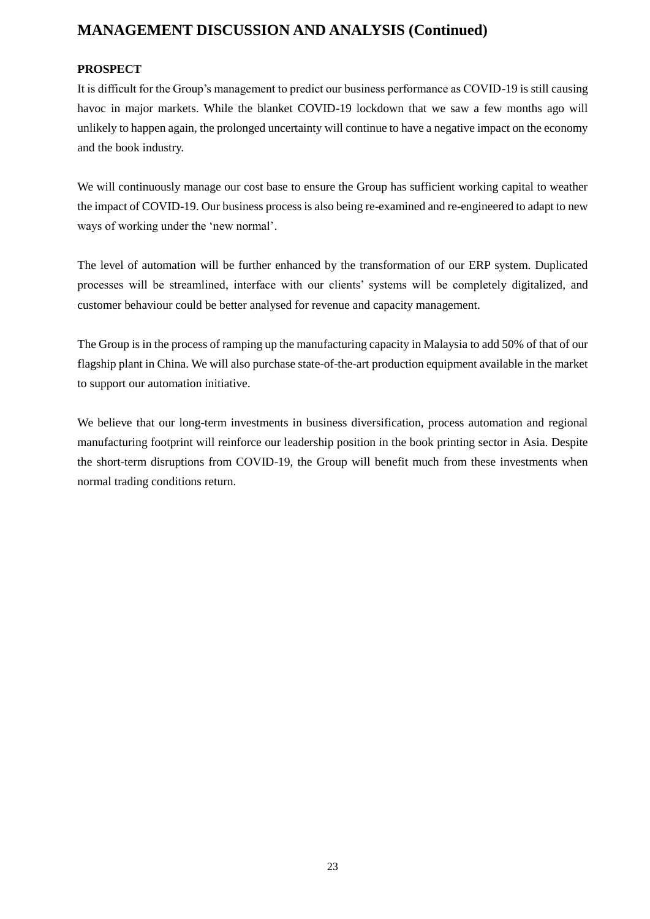# MANAGEMENT DISCUSSION AND ANALYSIS (Continued)

**PROSPECT**

It is difficult for the Group's management to predict our business performance as COVID-19 is still causing havoc in major markets. While the blanket COVID-19 lockdown that we saw a few months ago will unlikely to happen again, the prolonged uncertainty will continue to have a negative impact on the economy and the book industry.

We will continuously manage our cost base to ensure the Group has sufficient working capital to weather the impact of COVID-19. Our business process is also being re-examined and re-engineered to adapt to new ways of working under the 'new normal'.

The level of automation will be further enhanced by the transformation of our ERP system. Duplicated processes will be streamlined, interface with our clients' systems will be completely digitalized, and customer behaviour could be better analysed for revenue and capacity management.

The Group is in the process of ramping up the manufacturing capacity in Malaysia to add 50% of that of our flagship plant in China. We will also purchase state-of-the-art production equipment available in the market to support our automation initiative.

We believe that our long-term investments in business diversification, process automation and regional manufacturing footprint will reinforce our leadership position in the book printing sector in Asia. Despite the short-term disruptions from COVID-19, the Group will benefit much from these investments when normal trading conditions return.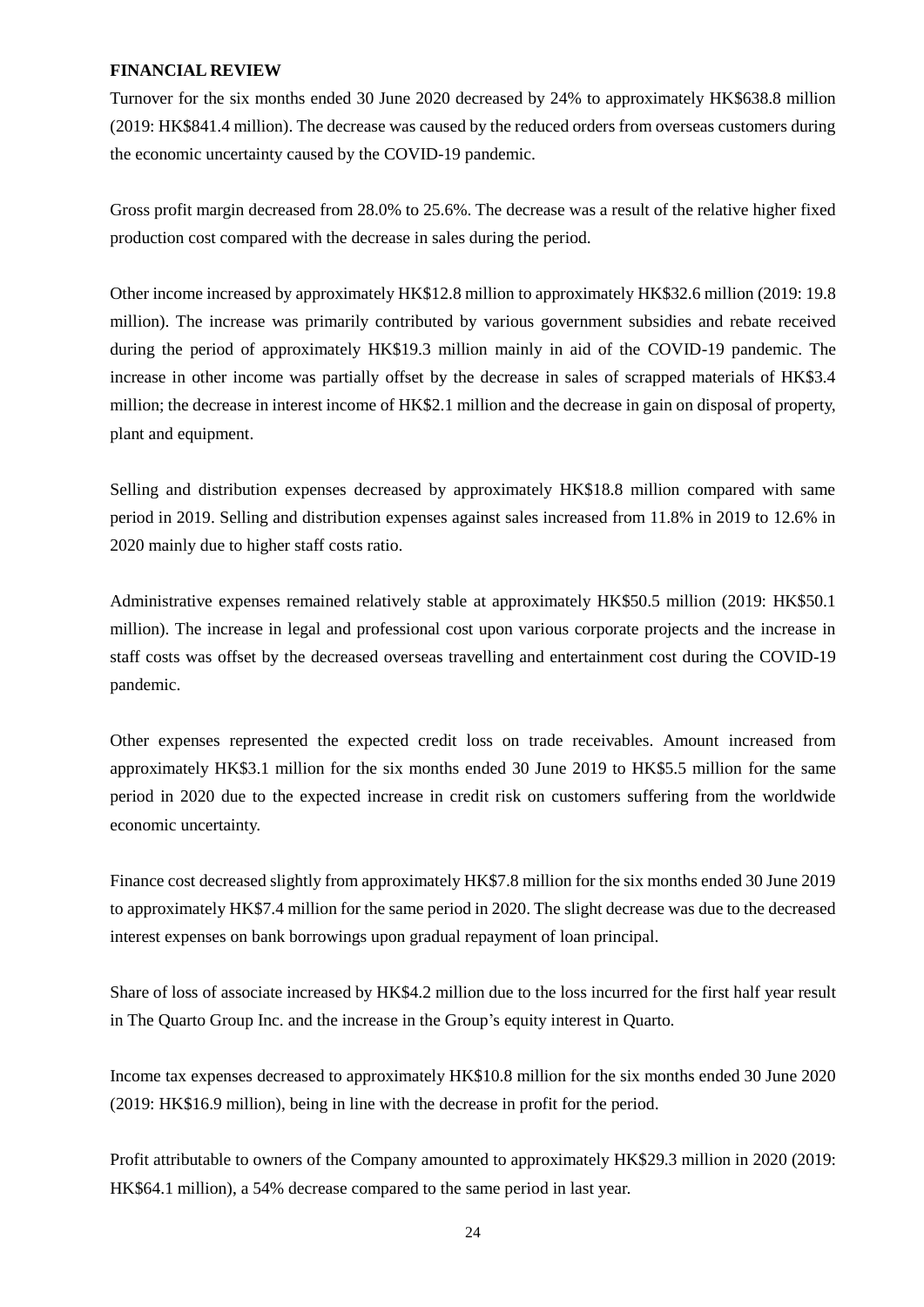**FINANCIAL REVIEW**

Turnover for the six months ended 30 June 2020 decreased by 24% to approximately HK$638.8 million (2019: HK$841.4 million). The decrease was caused by the reduced orders from overseas customers during the economic uncertainty caused by the COVID-19 pandemic.

Gross profit margin decreased from 28.0% to 25.6%. The decrease was a result of the relative higher fixed production cost compared with the decrease in sales during the period.

Other income increased by approximately HK$12.8 million to approximately HK$32.6 million (2019: 19.8 million). The increase was primarily contributed by various government subsidies and rebate received during the period of approximately HK$19.3 million mainly in aid of the COVID-19 pandemic. The increase in other income was partially offset by the decrease in sales of scrapped materials of HK$3.4 million; the decrease in interest income of HK$2.1 million and the decrease in gain on disposal of property, plant and equipment.

Selling and distribution expenses decreased by approximately HK$18.8 million compared with same period in 2019. Selling and distribution expenses against sales increased from 11.8% in 2019 to 12.6% in 2020 mainly due to higher staff costs ratio.

Administrative expenses remained relatively stable at approximately HK$50.5 million (2019: HK$50.1 million). The increase in legal and professional cost upon various corporate projects and the increase in staff costs was offset by the decreased overseas travelling and entertainment cost during the COVID-19 pandemic.

Other expenses represented the expected credit loss on trade receivables. Amount increased from approximately HK$3.1 million for the six months ended 30 June 2019 to HK$5.5 million for the same period in 2020 due to the expected increase in credit risk on customers suffering from the worldwide economic uncertainty.

Finance cost decreased slightly from approximately HK$7.8 million for the six months ended 30 June 2019 to approximately HK$7.4 million for the same period in 2020. The slight decrease was due to the decreased interest expenses on bank borrowings upon gradual repayment of loan principal.

Share of loss of associate increased by HK$4.2 million due to the loss incurred for the first half year result in The Quarto Group Inc. and the increase in the Group's equity interest in Quarto.

Income tax expenses decreased to approximately HK$10.8 million for the six months ended 30 June 2020 (2019: HK$16.9 million), being in line with the decrease in profit for the period.

Profit attributable to owners of the Company amounted to approximately HK$29.3 million in 2020 (2019: HK$64.1 million), a 54% decrease compared to the same period in last year.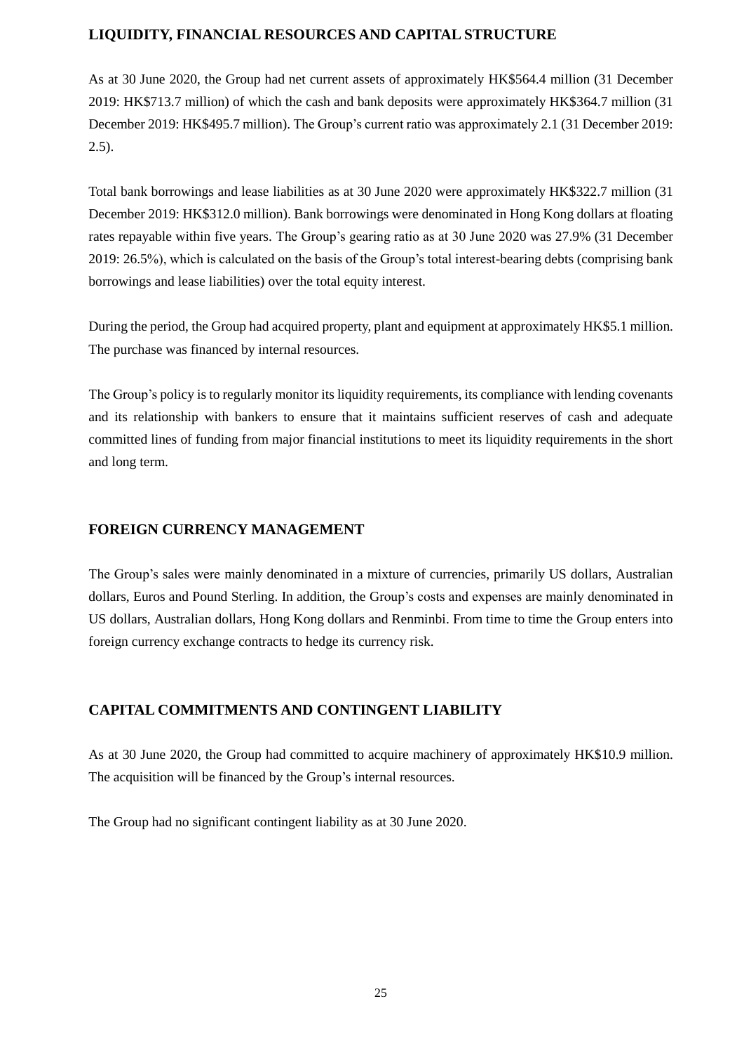## LIQUIDITY, FINANCIAL RESOURCES AND CAPITAL STRUCTURE

As at 30 June 2020, the Group had net current assets of approximately HK$564.4 million (31 December 2019: HK$713.7 million) of which the cash and bank deposits were approximately HK$364.7 million (31 December 2019: HK$495.7 million). The Group's current ratio was approximately 2.1 (31 December 2019: 2.5).

Total bank borrowings and lease liabilities as at 30 June 2020 were approximately HK$322.7 million (31 December 2019: HK$312.0 million). Bank borrowings were denominated in Hong Kong dollars at floating rates repayable within five years. The Group's gearing ratio as at 30 June 2020 was 27.9% (31 December 2019: 26.5%), which is calculated on the basis of the Group's total interest-bearing debts (comprising bank borrowings and lease liabilities) over the total equity interest.

During the period, the Group had acquired property, plant and equipment at approximately HK$5.1 million. The purchase was financed by internal resources.

The Group's policy is to regularly monitor its liquidity requirements, its compliance with lending covenants and its relationship with bankers to ensure that it maintains sufficient reserves of cash and adequate committed lines of funding from major financial institutions to meet its liquidity requirements in the short and long term.

## FOREIGN CURRENCY MANAGEMENT

The Group's sales were mainly denominated in a mixture of currencies, primarily US dollars, Australian dollars, Euros and Pound Sterling. In addition, the Group's costs and expenses are mainly denominated in US dollars, Australian dollars, Hong Kong dollars and Renminbi. From time to time the Group enters into foreign currency exchange contracts to hedge its currency risk.

## CAPITAL COMMITMENTS AND CONTINGENT LIABILITY

As at 30 June 2020, the Group had committed to acquire machinery of approximately HK$10.9 million. The acquisition will be financed by the Group's internal resources.

The Group had no significant contingent liability as at 30 June 2020.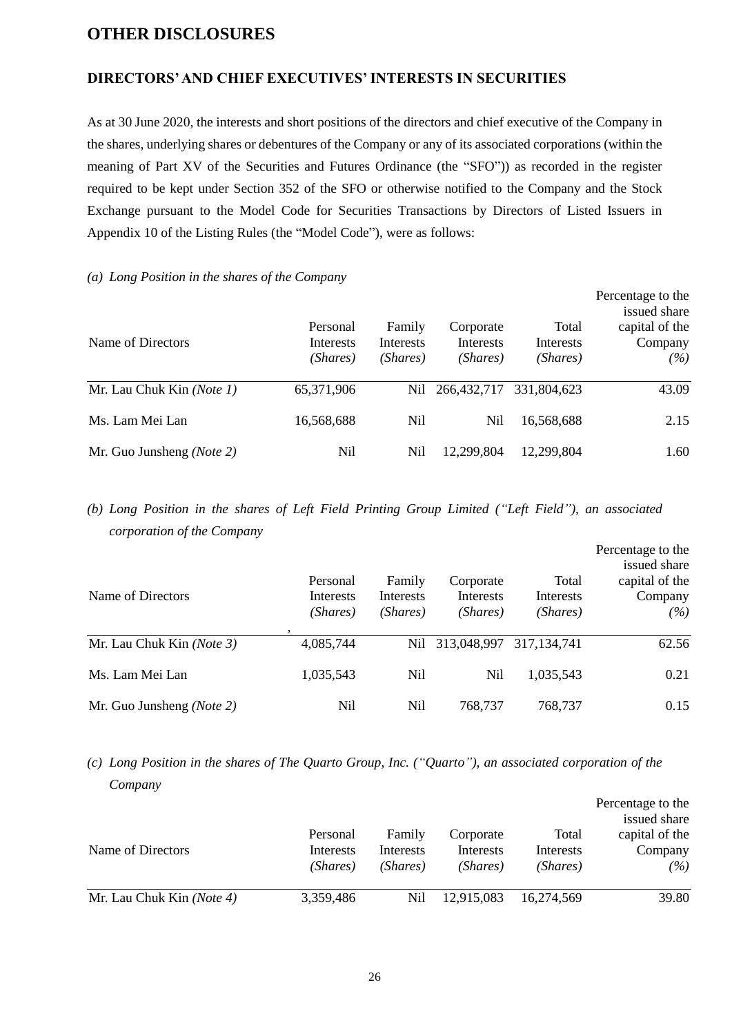# OTHER DISCLOSURES

## DIRECTORS' AND CHIEF EXECUTIVES' INTERESTS IN SECURITIES

As at 30 June 2020, the interests and short positions of the directors and chief executive of the Company in the shares, underlying shares or debentures of the Company or any of its associated corporations (within the meaning of Part XV of the Securities and Futures Ordinance (the "SFO")) as recorded in the register required to be kept under Section 352 of the SFO or otherwise notified to the Company and the Stock Exchange pursuant to the Model Code for Securities Transactions by Directors of Listed Issuers in Appendix 10 of the Listing Rules (the "Model Code"), were as follows:

*(a) Long Position in the shares of the Company*

| Name of Directors | Personal Interests *(Shares)* | Family Interests *(Shares)* | Corporate Interests *(Shares)* | Total Interests *(Shares)* | Percentage to the issued share capital of the Company *(%)* |
|---|---|---|---|---|---|
| Mr. Lau Chuk Kin *(Note 1)* | 65,371,906 | Nil | 266,432,717 | 331,804,623 | 43.09 |
| Ms. Lam Mei Lan | 16,568,688 | Nil | Nil | 16,568,688 | 2.15 |
| Mr. Guo Junsheng *(Note 2)* | Nil | Nil | 12,299,804 | 12,299,804 | 1.60 |

*(b) Long Position in the shares of Left Field Printing Group Limited ("Left Field"), an associated corporation of the Company*

| Name of Directors | Personal Interests *(Shares)* | Family Interests *(Shares)* | Corporate Interests *(Shares)* | Total Interests *(Shares)* | Percentage to the issued share capital of the Company *(%)* |
|---|---|---|---|---|---|
| Mr. Lau Chuk Kin *(Note 3)* | 4,085,744 | Nil | 313,048,997 | 317,134,741 | 62.56 |
| Ms. Lam Mei Lan | 1,035,543 | Nil | Nil | 1,035,543 | 0.21 |
| Mr. Guo Junsheng *(Note 2)* | Nil | Nil | 768,737 | 768,737 | 0.15 |

*(c) Long Position in the shares of The Quarto Group, Inc. ("Quarto"), an associated corporation of the Company*

| Name of Directors | Personal Interests *(Shares)* | Family Interests *(Shares)* | Corporate Interests *(Shares)* | Total Interests *(Shares)* | Percentage to the issued share capital of the Company *(%)* |
|---|---|---|---|---|---|
| Mr. Lau Chuk Kin *(Note 4)* | 3,359,486 | Nil | 12,915,083 | 16,274,569 | 39.80 |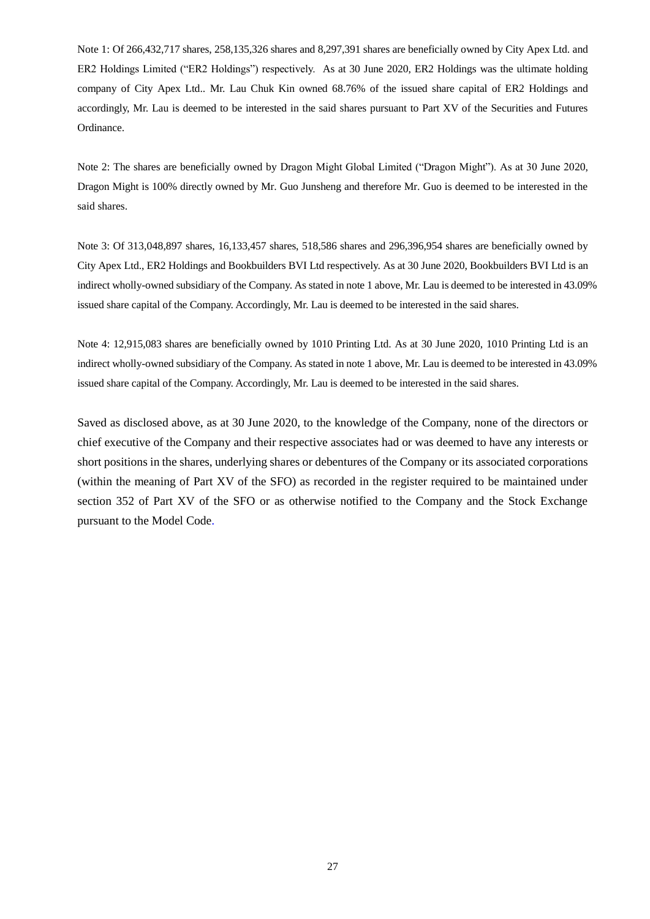Note 1: Of 266,432,717 shares, 258,135,326 shares and 8,297,391 shares are beneficially owned by City Apex Ltd. and ER2 Holdings Limited ("ER2 Holdings") respectively. As at 30 June 2020, ER2 Holdings was the ultimate holding company of City Apex Ltd.. Mr. Lau Chuk Kin owned 68.76% of the issued share capital of ER2 Holdings and accordingly, Mr. Lau is deemed to be interested in the said shares pursuant to Part XV of the Securities and Futures Ordinance.

Note 2: The shares are beneficially owned by Dragon Might Global Limited ("Dragon Might"). As at 30 June 2020, Dragon Might is 100% directly owned by Mr. Guo Junsheng and therefore Mr. Guo is deemed to be interested in the said shares.

Note 3: Of 313,048,897 shares, 16,133,457 shares, 518,586 shares and 296,396,954 shares are beneficially owned by City Apex Ltd., ER2 Holdings and Bookbuilders BVI Ltd respectively. As at 30 June 2020, Bookbuilders BVI Ltd is an indirect wholly-owned subsidiary of the Company. As stated in note 1 above, Mr. Lau is deemed to be interested in 43.09% issued share capital of the Company. Accordingly, Mr. Lau is deemed to be interested in the said shares.

Note 4: 12,915,083 shares are beneficially owned by 1010 Printing Ltd. As at 30 June 2020, 1010 Printing Ltd is an indirect wholly-owned subsidiary of the Company. As stated in note 1 above, Mr. Lau is deemed to be interested in 43.09% issued share capital of the Company. Accordingly, Mr. Lau is deemed to be interested in the said shares.

Saved as disclosed above, as at 30 June 2020, to the knowledge of the Company, none of the directors or chief executive of the Company and their respective associates had or was deemed to have any interests or short positions in the shares, underlying shares or debentures of the Company or its associated corporations (within the meaning of Part XV of the SFO) as recorded in the register required to be maintained under section 352 of Part XV of the SFO or as otherwise notified to the Company and the Stock Exchange pursuant to the Model Code.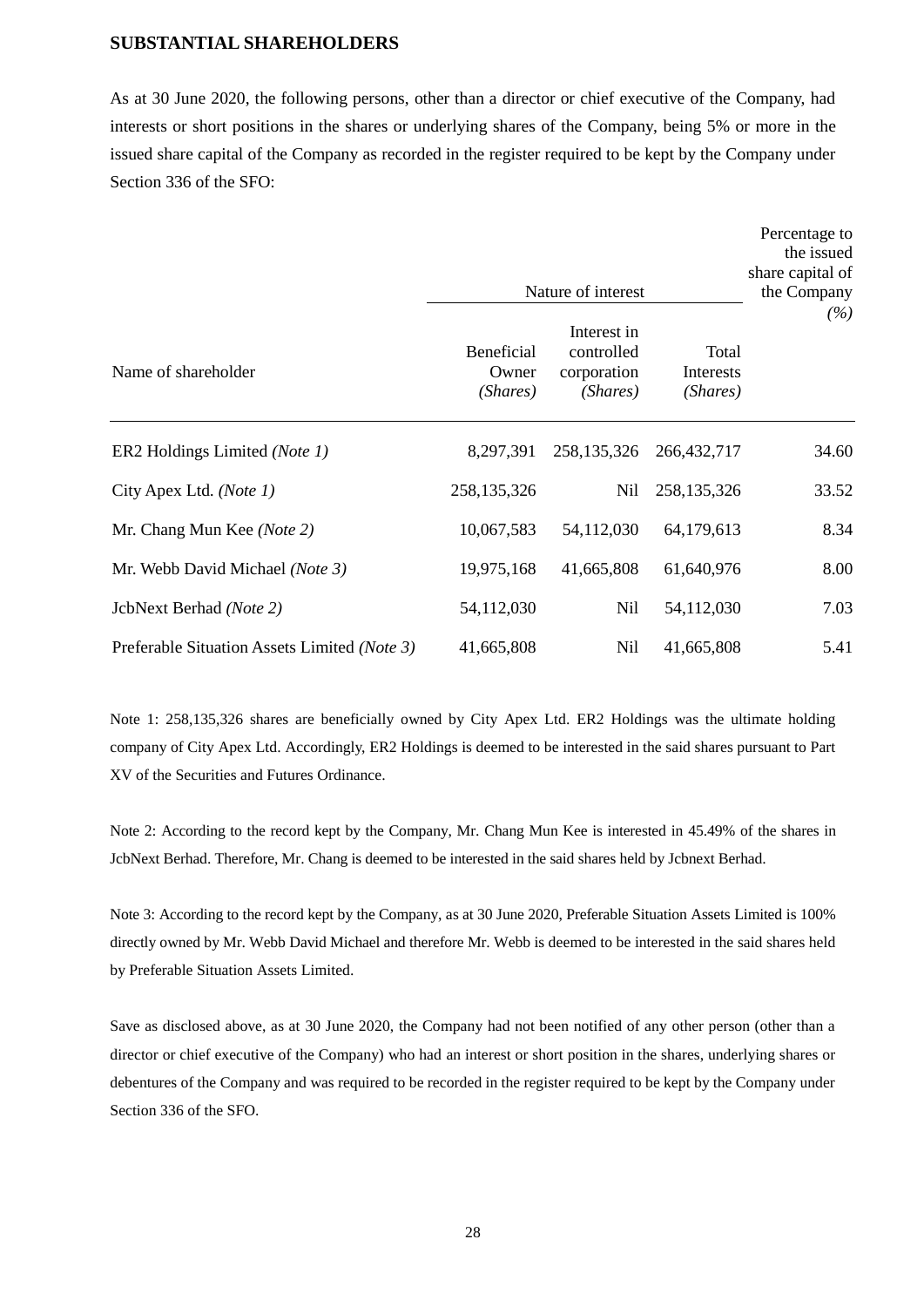## SUBSTANTIAL SHAREHOLDERS

As at 30 June 2020, the following persons, other than a director or chief executive of the Company, had interests or short positions in the shares or underlying shares of the Company, being 5% or more in the issued share capital of the Company as recorded in the register required to be kept by the Company under Section 336 of the SFO:

| Name of shareholder | Nature of interest | | | Percentage to the issued share capital of the Company *(%)* |
|---|---|---|---|---|
| | Beneficial Owner *(Shares)* | Interest in controlled corporation *(Shares)* | Total Interests *(Shares)* | |
| ER2 Holdings Limited *(Note 1)* | 8,297,391 | 258,135,326 | 266,432,717 | 34.60 |
| City Apex Ltd. *(Note 1)* | 258,135,326 | Nil | 258,135,326 | 33.52 |
| Mr. Chang Mun Kee *(Note 2)* | 10,067,583 | 54,112,030 | 64,179,613 | 8.34 |
| Mr. Webb David Michael *(Note 3)* | 19,975,168 | 41,665,808 | 61,640,976 | 8.00 |
| JcbNext Berhad *(Note 2)* | 54,112,030 | Nil | 54,112,030 | 7.03 |
| Preferable Situation Assets Limited *(Note 3)* | 41,665,808 | Nil | 41,665,808 | 5.41 |

Note 1: 258,135,326 shares are beneficially owned by City Apex Ltd. ER2 Holdings was the ultimate holding company of City Apex Ltd. Accordingly, ER2 Holdings is deemed to be interested in the said shares pursuant to Part XV of the Securities and Futures Ordinance.

Note 2: According to the record kept by the Company, Mr. Chang Mun Kee is interested in 45.49% of the shares in JcbNext Berhad. Therefore, Mr. Chang is deemed to be interested in the said shares held by Jcbnext Berhad.

Note 3: According to the record kept by the Company, as at 30 June 2020, Preferable Situation Assets Limited is 100% directly owned by Mr. Webb David Michael and therefore Mr. Webb is deemed to be interested in the said shares held by Preferable Situation Assets Limited.

Save as disclosed above, as at 30 June 2020, the Company had not been notified of any other person (other than a director or chief executive of the Company) who had an interest or short position in the shares, underlying shares or debentures of the Company and was required to be recorded in the register required to be kept by the Company under Section 336 of the SFO.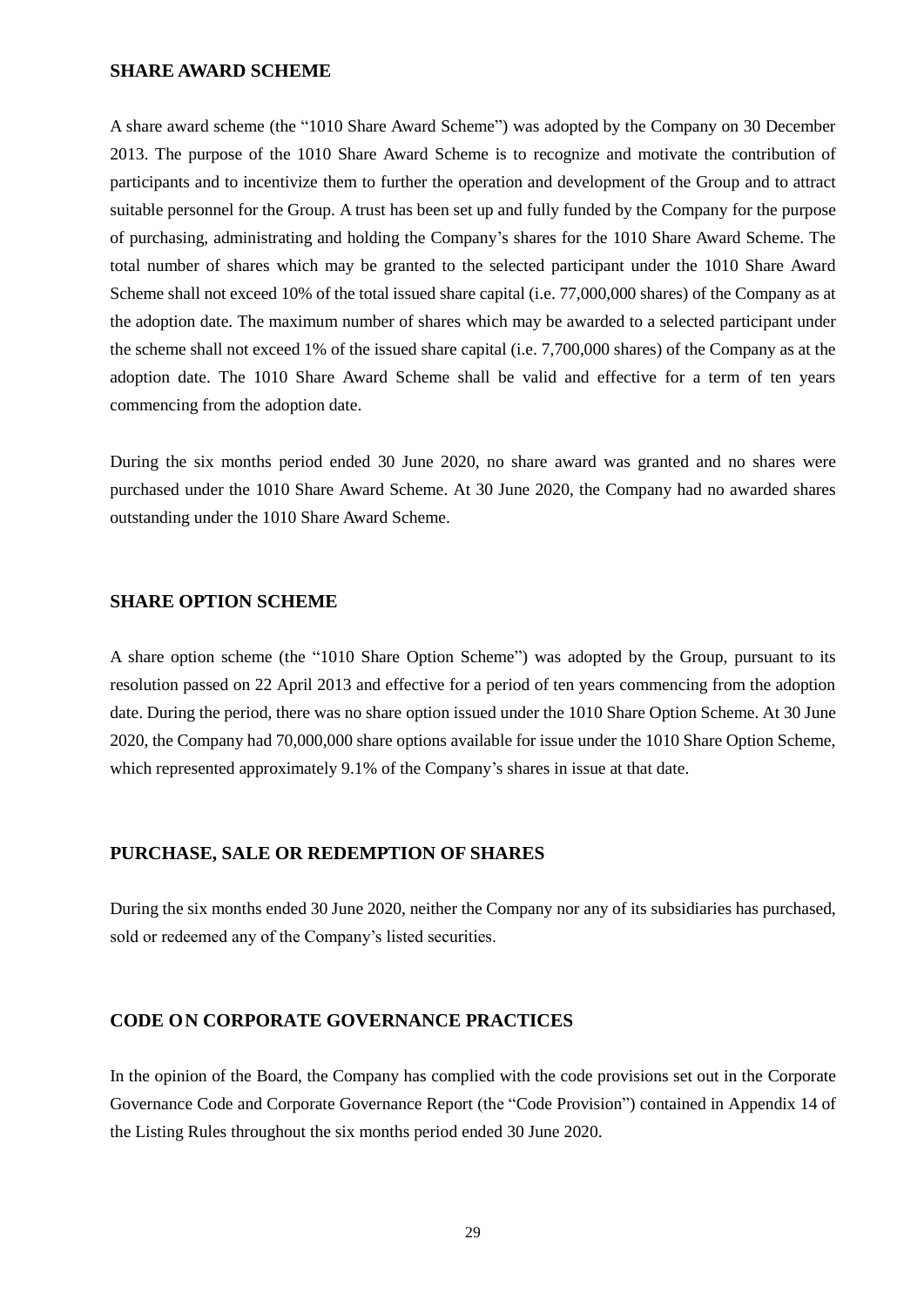## SHARE AWARD SCHEME

A share award scheme (the "1010 Share Award Scheme") was adopted by the Company on 30 December 2013. The purpose of the 1010 Share Award Scheme is to recognize and motivate the contribution of participants and to incentivize them to further the operation and development of the Group and to attract suitable personnel for the Group. A trust has been set up and fully funded by the Company for the purpose of purchasing, administrating and holding the Company's shares for the 1010 Share Award Scheme. The total number of shares which may be granted to the selected participant under the 1010 Share Award Scheme shall not exceed 10% of the total issued share capital (i.e. 77,000,000 shares) of the Company as at the adoption date. The maximum number of shares which may be awarded to a selected participant under the scheme shall not exceed 1% of the issued share capital (i.e. 7,700,000 shares) of the Company as at the adoption date. The 1010 Share Award Scheme shall be valid and effective for a term of ten years commencing from the adoption date.

During the six months period ended 30 June 2020, no share award was granted and no shares were purchased under the 1010 Share Award Scheme. At 30 June 2020, the Company had no awarded shares outstanding under the 1010 Share Award Scheme.

## SHARE OPTION SCHEME

A share option scheme (the "1010 Share Option Scheme") was adopted by the Group, pursuant to its resolution passed on 22 April 2013 and effective for a period of ten years commencing from the adoption date. During the period, there was no share option issued under the 1010 Share Option Scheme. At 30 June 2020, the Company had 70,000,000 share options available for issue under the 1010 Share Option Scheme, which represented approximately 9.1% of the Company's shares in issue at that date.

## PURCHASE, SALE OR REDEMPTION OF SHARES

During the six months ended 30 June 2020, neither the Company nor any of its subsidiaries has purchased, sold or redeemed any of the Company's listed securities.

## CODE ON CORPORATE GOVERNANCE PRACTICES

In the opinion of the Board, the Company has complied with the code provisions set out in the Corporate Governance Code and Corporate Governance Report (the "Code Provision") contained in Appendix 14 of the Listing Rules throughout the six months period ended 30 June 2020.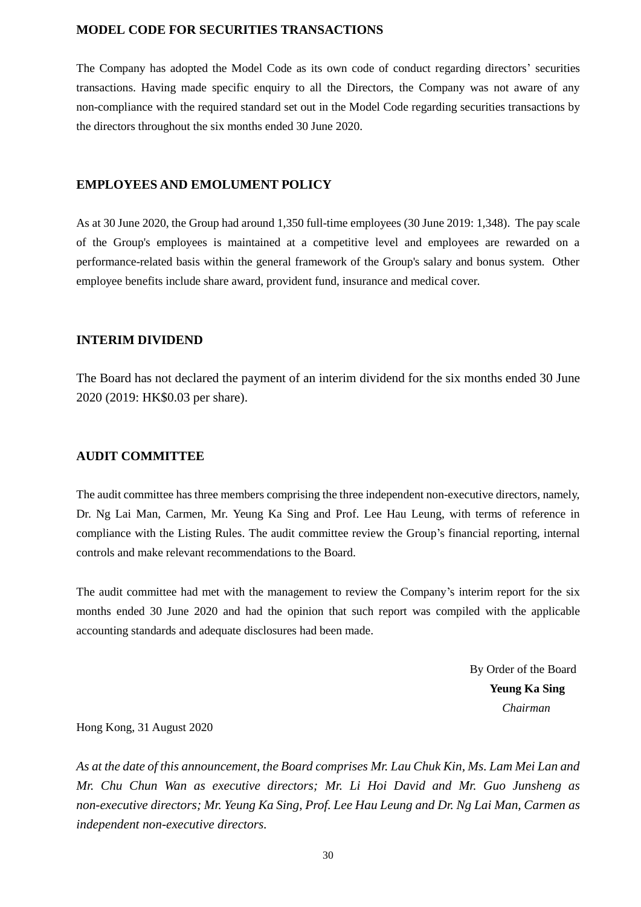## MODEL CODE FOR SECURITIES TRANSACTIONS

The Company has adopted the Model Code as its own code of conduct regarding directors' securities transactions. Having made specific enquiry to all the Directors, the Company was not aware of any non-compliance with the required standard set out in the Model Code regarding securities transactions by the directors throughout the six months ended 30 June 2020.

## EMPLOYEES AND EMOLUMENT POLICY

As at 30 June 2020, the Group had around 1,350 full-time employees (30 June 2019: 1,348). The pay scale of the Group's employees is maintained at a competitive level and employees are rewarded on a performance-related basis within the general framework of the Group's salary and bonus system. Other employee benefits include share award, provident fund, insurance and medical cover.

## INTERIM DIVIDEND

The Board has not declared the payment of an interim dividend for the six months ended 30 June 2020 (2019: HK$0.03 per share).

## AUDIT COMMITTEE

The audit committee has three members comprising the three independent non-executive directors, namely, Dr. Ng Lai Man, Carmen, Mr. Yeung Ka Sing and Prof. Lee Hau Leung, with terms of reference in compliance with the Listing Rules. The audit committee review the Group's financial reporting, internal controls and make relevant recommendations to the Board.

The audit committee had met with the management to review the Company's interim report for the six months ended 30 June 2020 and had the opinion that such report was compiled with the applicable accounting standards and adequate disclosures had been made.

By Order of the Board
**Yeung Ka Sing**
*Chairman*

Hong Kong, 31 August 2020

*As at the date of this announcement, the Board comprises Mr. Lau Chuk Kin, Ms. Lam Mei Lan and Mr. Chu Chun Wan as executive directors; Mr. Li Hoi David and Mr. Guo Junsheng as non-executive directors; Mr. Yeung Ka Sing, Prof. Lee Hau Leung and Dr. Ng Lai Man, Carmen as independent non-executive directors.*